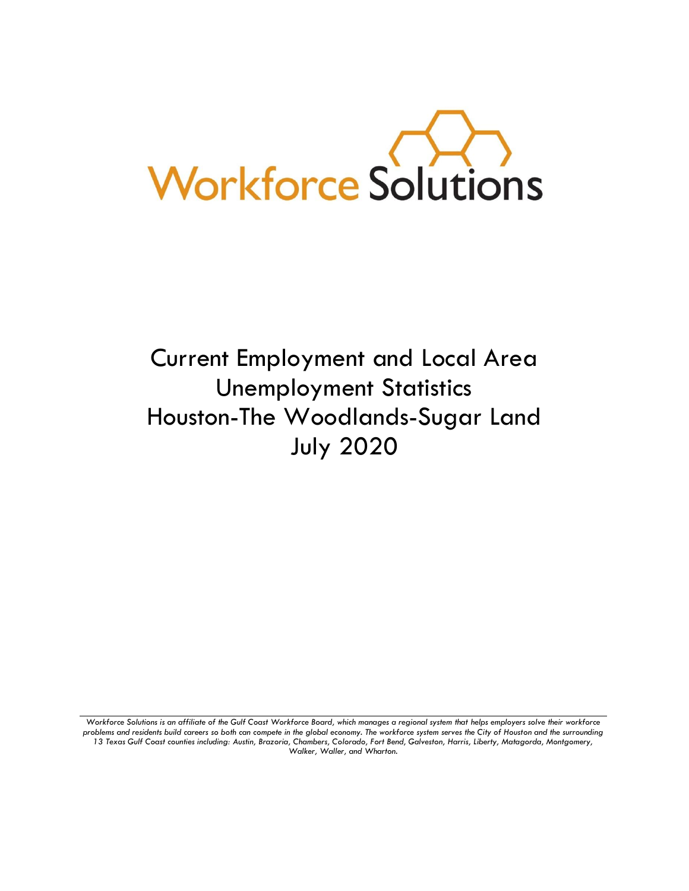Workforce Solutions

# Current Employment and Local Area Unemployment Statistics Houston-The Woodlands-Sugar Land July 2020

*Workforce Solutions is an affiliate of the Gulf Coast Workforce Board, which manages a regional system that helps employers solve their workforce problems and residents build careers so both can compete in the global economy. The workforce system serves the City of Houston and the surrounding 13 Texas Gulf Coast counties including: Austin, Brazoria, Chambers, Colorado, Fort Bend, Galveston, Harris, Liberty, Matagorda, Montgomery, Walker, Waller, and Wharton.*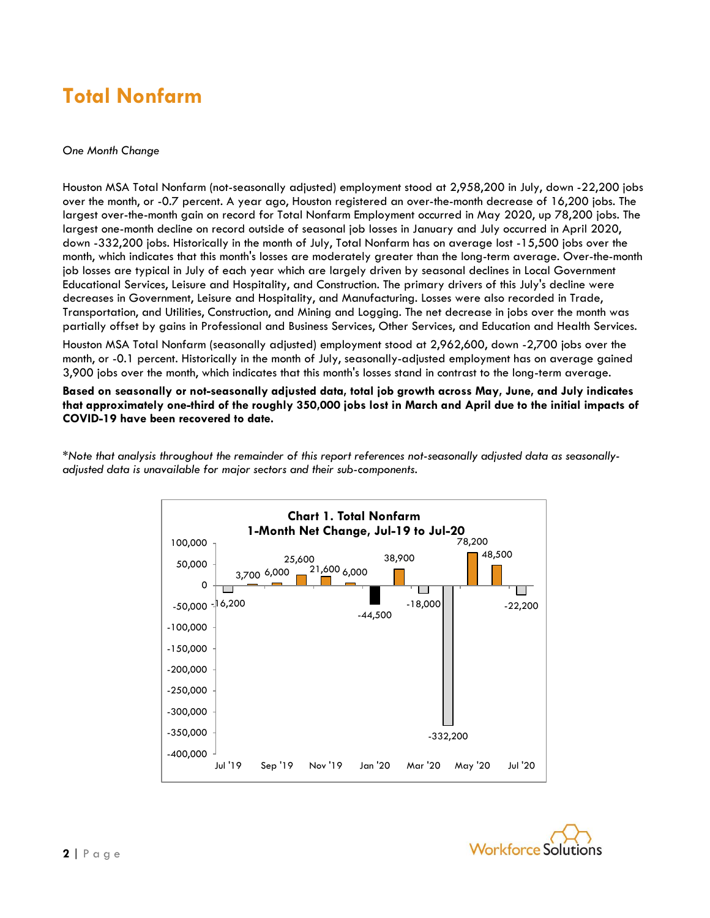# Total Nonfarm

*One Month Change*

Houston MSA Total Nonfarm (not-seasonally adjusted) employment stood at 2,958,200 in July, down -22,200 jobs over the month, or -0.7 percent. A year ago, Houston registered an over-the-month decrease of 16,200 jobs. The largest over-the-month gain on record for Total Nonfarm Employment occurred in May 2020, up 78,200 jobs. The largest one-month decline on record outside of seasonal job losses in January and July occurred in April 2020, down -332,200 jobs. Historically in the month of July, Total Nonfarm has on average lost -15,500 jobs over the month, which indicates that this month's losses are moderately greater than the long-term average. Over-the-month job losses are typical in July of each year which are largely driven by seasonal declines in Local Government Educational Services, Leisure and Hospitality, and Construction. The primary drivers of this July's decline were decreases in Government, Leisure and Hospitality, and Manufacturing. Losses were also recorded in Trade, Transportation, and Utilities, Construction, and Mining and Logging. The net decrease in jobs over the month was partially offset by gains in Professional and Business Services, Other Services, and Education and Health Services.

Houston MSA Total Nonfarm (seasonally adjusted) employment stood at 2,962,600, down -2,700 jobs over the month, or -0.1 percent. Historically in the month of July, seasonally-adjusted employment has on average gained 3,900 jobs over the month, which indicates that this month's losses stand in contrast to the long-term average.

**Based on seasonally or not-seasonally adjusted data, total job growth across May, June, and July indicates that approximately one-third of the roughly 350,000 jobs lost in March and April due to the initial impacts of COVID-19 have been recovered to date.**

*\*Note that analysis throughout the remainder of this report references not-seasonally adjusted data as seasonally-adjusted data is unavailable for major sectors and their sub-components.*

**Chart 1. Total Nonfarm**
**1-Month Net Change, Jul-19 to Jul-20**

| Month | Net Change |
|---|---|
| Jul '19 | -16,200 |
| Aug '19 | 3,700 |
| Sep '19 | 6,000 |
| Oct '19 | 25,600 |
| Nov '19 | 21,600 |
| Dec '19 | 6,000 |
| Jan '20 | -44,500 |
| Feb '20 | 38,900 |
| Mar '20 | -18,000 |
| Apr '20 | -332,200 |
| May '20 | 78,200 |
| Jun '20 | 48,500 |
| Jul '20 | -22,200 |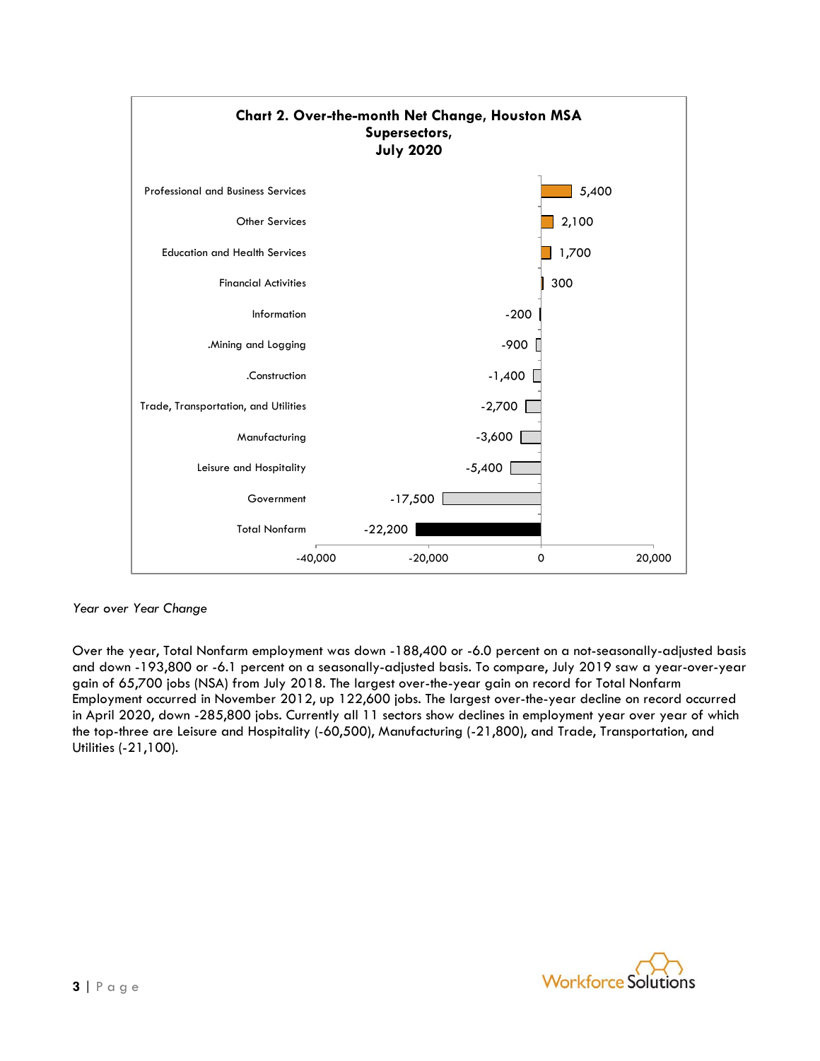**Chart 2. Over-the-month Net Change, Houston MSA Supersectors, July 2020**

| Supersector | Net Change |
| --- | --- |
| Professional and Business Services | 5,400 |
| Other Services | 2,100 |
| Education and Health Services | 1,700 |
| Financial Activities | 300 |
| Information | -200 |
| .Mining and Logging | -900 |
| .Construction | -1,400 |
| Trade, Transportation, and Utilities | -2,700 |
| Manufacturing | -3,600 |
| Leisure and Hospitality | -5,400 |
| Government | -17,500 |
| Total Nonfarm | -22,200 |

*Year over Year Change*

Over the year, Total Nonfarm employment was down -188,400 or -6.0 percent on a not-seasonally-adjusted basis and down -193,800 or -6.1 percent on a seasonally-adjusted basis. To compare, July 2019 saw a year-over-year gain of 65,700 jobs (NSA) from July 2018. The largest over-the-year gain on record for Total Nonfarm Employment occurred in November 2012, up 122,600 jobs. The largest over-the-year decline on record occurred in April 2020, down -285,800 jobs. Currently all 11 sectors show declines in employment year over year of which the top-three are Leisure and Hospitality (-60,500), Manufacturing (-21,800), and Trade, Transportation, and Utilities (-21,100).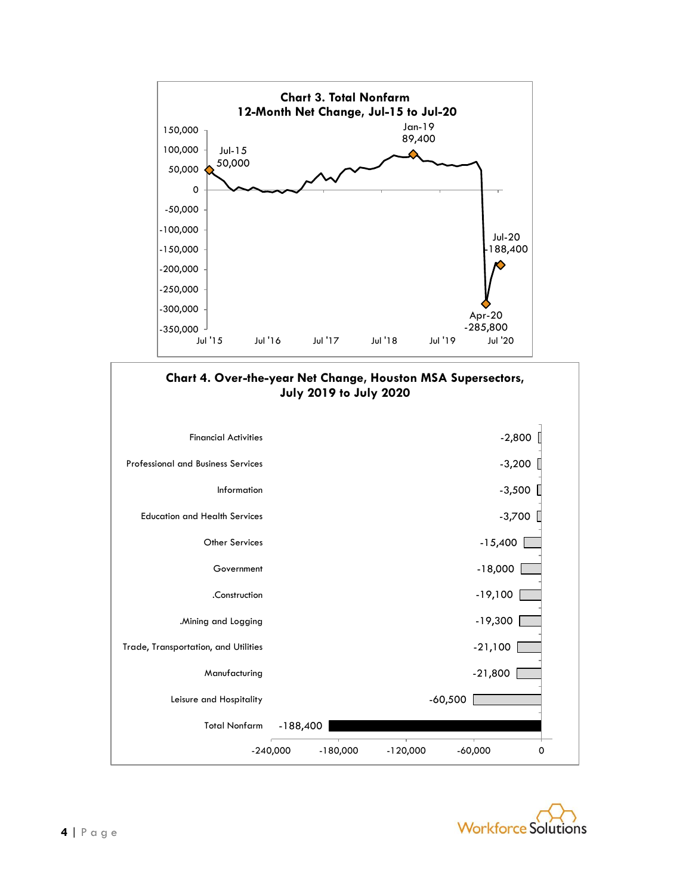**Chart 3. Total Nonfarm**
**12-Month Net Change, Jul-15 to Jul-20**

| Point | Value |
| --- | --- |
| Jul-15 | 50,000 |
| Jan-19 | 89,400 |
| Apr-20 | -285,800 |
| Jul-20 | -188,400 |

**Chart 4. Over-the-year Net Change, Houston MSA Supersectors, July 2019 to July 2020**

| Supersector | Net Change |
| --- | --- |
| Financial Activities | -2,800 |
| Professional and Business Services | -3,200 |
| Information | -3,500 |
| Education and Health Services | -3,700 |
| Other Services | -15,400 |
| Government | -18,000 |
| .Construction | -19,100 |
| .Mining and Logging | -19,300 |
| Trade, Transportation, and Utilities | -21,100 |
| Manufacturing | -21,800 |
| Leisure and Hospitality | -60,500 |
| Total Nonfarm | -188,400 |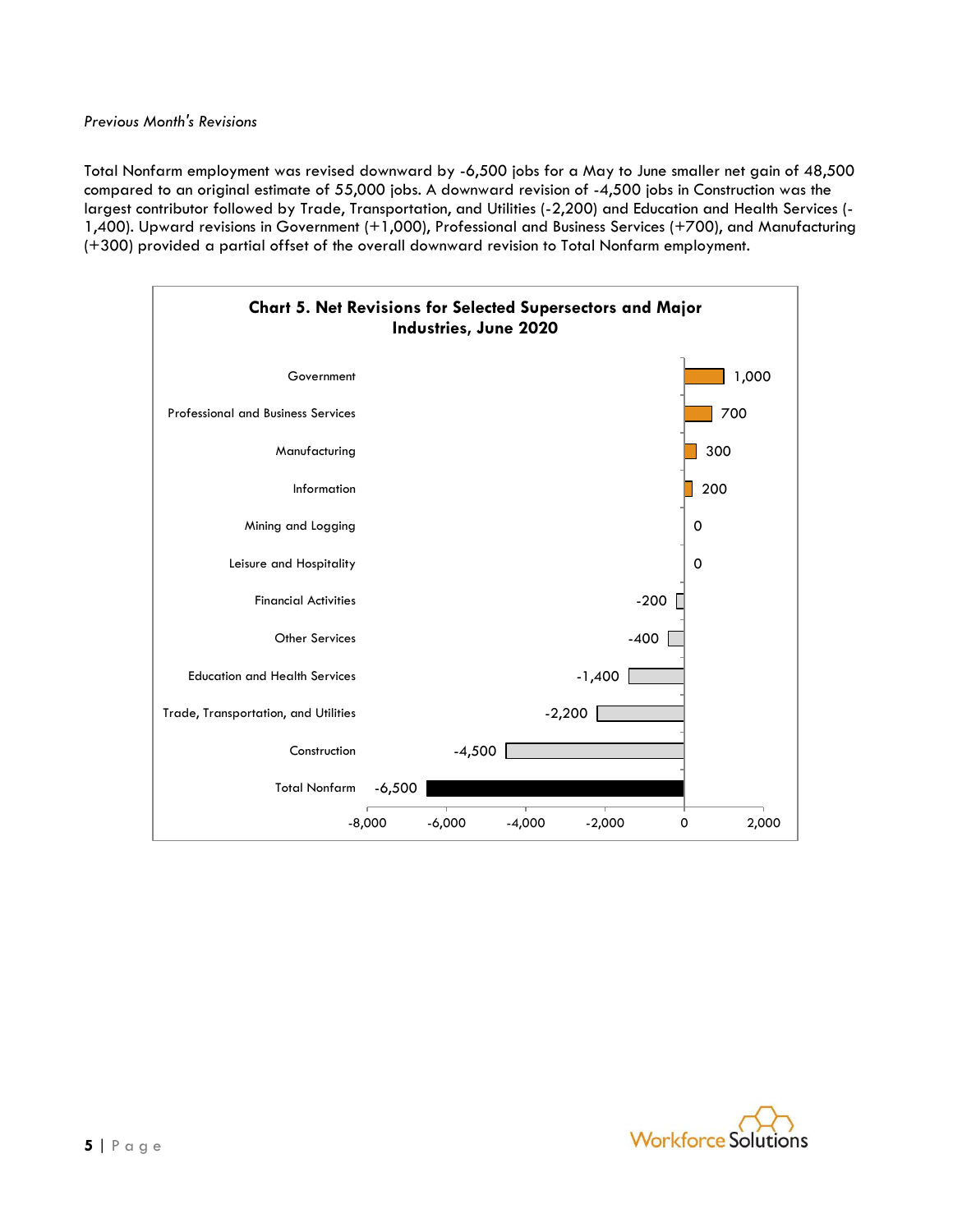*Previous Month's Revisions*

Total Nonfarm employment was revised downward by -6,500 jobs for a May to June smaller net gain of 48,500 compared to an original estimate of 55,000 jobs. A downward revision of -4,500 jobs in Construction was the largest contributor followed by Trade, Transportation, and Utilities (-2,200) and Education and Health Services (-1,400). Upward revisions in Government (+1,000), Professional and Business Services (+700), and Manufacturing (+300) provided a partial offset of the overall downward revision to Total Nonfarm employment.

**Chart 5. Net Revisions for Selected Supersectors and Major Industries, June 2020**

| Industry | Net Revision |
| --- | --- |
| Government | 1,000 |
| Professional and Business Services | 700 |
| Manufacturing | 300 |
| Information | 200 |
| Mining and Logging | 0 |
| Leisure and Hospitality | 0 |
| Financial Activities | -200 |
| Other Services | -400 |
| Education and Health Services | -1,400 |
| Trade, Transportation, and Utilities | -2,200 |
| Construction | -4,500 |
| Total Nonfarm | -6,500 |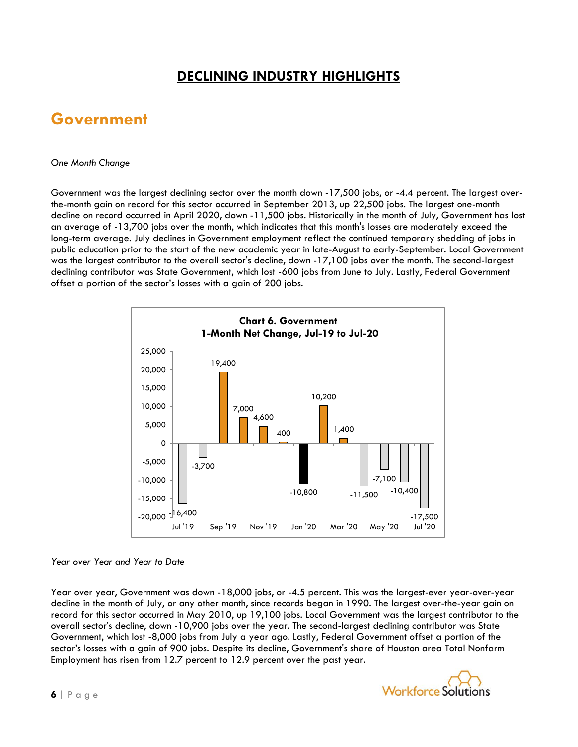# DECLINING INDUSTRY HIGHLIGHTS

## Government

*One Month Change*

Government was the largest declining sector over the month down -17,500 jobs, or -4.4 percent. The largest over-the-month gain on record for this sector occurred in September 2013, up 22,500 jobs. The largest one-month decline on record occurred in April 2020, down -11,500 jobs. Historically in the month of July, Government has lost an average of -13,700 jobs over the month, which indicates that this month's losses are moderately exceed the long-term average. July declines in Government employment reflect the continued temporary shedding of jobs in public education prior to the start of the new academic year in late-August to early-September. Local Government was the largest contributor to the overall sector's decline, down -17,100 jobs over the month. The second-largest declining contributor was State Government, which lost -600 jobs from June to July. Lastly, Federal Government offset a portion of the sector's losses with a gain of 200 jobs.

**Chart 6. Government**
**1-Month Net Change, Jul-19 to Jul-20**

| Month | Net Change |
|---|---|
| Jul '19 | -16,400 |
| Aug '19 | -3,700 |
| Sep '19 | 19,400 |
| Oct '19 | 7,000 |
| Nov '19 | 4,600 |
| Dec '19 | 400 |
| Jan '20 | -10,800 |
| Feb '20 | 10,200 |
| Mar '20 | 1,400 |
| Apr '20 | -11,500 |
| May '20 | -7,100 |
| Jun '20 | -10,400 |
| Jul '20 | -17,500 |

*Year over Year and Year to Date*

Year over year, Government was down -18,000 jobs, or -4.5 percent. This was the largest-ever year-over-year decline in the month of July, or any other month, since records began in 1990. The largest over-the-year gain on record for this sector occurred in May 2010, up 19,100 jobs. Local Government was the largest contributor to the overall sector's decline, down -10,900 jobs over the year. The second-largest declining contributor was State Government, which lost -8,000 jobs from July a year ago. Lastly, Federal Government offset a portion of the sector's losses with a gain of 900 jobs. Despite its decline, Government's share of Houston area Total Nonfarm Employment has risen from 12.7 percent to 12.9 percent over the past year.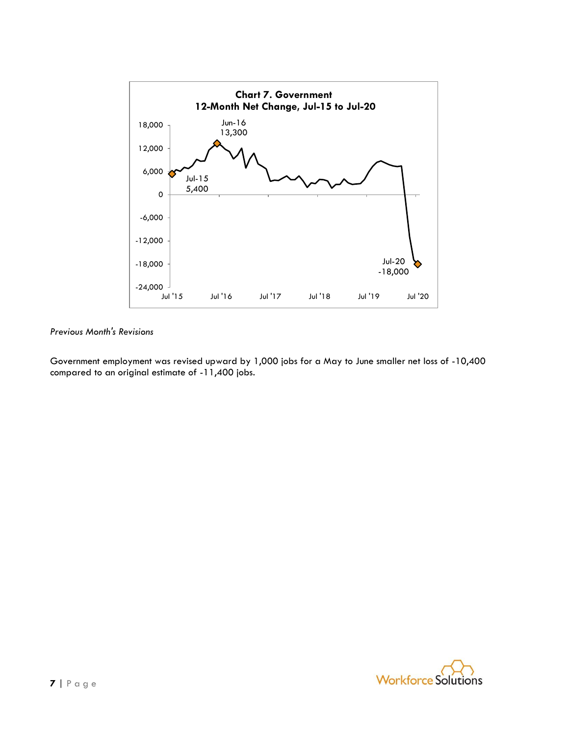**Chart 7. Government**
**12-Month Net Change, Jul-15 to Jul-20**

*Previous Month's Revisions*

Government employment was revised upward by 1,000 jobs for a May to June smaller net loss of -10,400 compared to an original estimate of -11,400 jobs.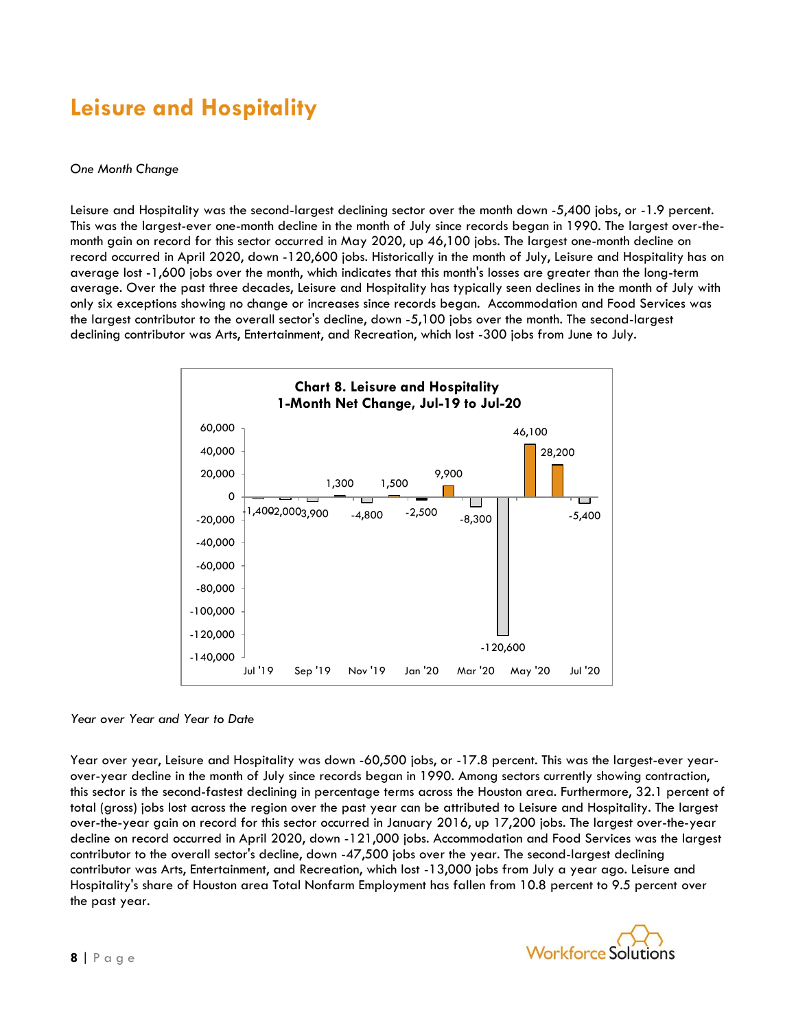# Leisure and Hospitality

*One Month Change*

Leisure and Hospitality was the second-largest declining sector over the month down -5,400 jobs, or -1.9 percent. This was the largest-ever one-month decline in the month of July since records began in 1990. The largest over-the-month gain on record for this sector occurred in May 2020, up 46,100 jobs. The largest one-month decline on record occurred in April 2020, down -120,600 jobs. Historically in the month of July, Leisure and Hospitality has on average lost -1,600 jobs over the month, which indicates that this month's losses are greater than the long-term average. Over the past three decades, Leisure and Hospitality has typically seen declines in the month of July with only six exceptions showing no change or increases since records began. Accommodation and Food Services was the largest contributor to the overall sector's decline, down -5,100 jobs over the month. The second-largest declining contributor was Arts, Entertainment, and Recreation, which lost -300 jobs from June to July.

**Chart 8. Leisure and Hospitality**
**1-Month Net Change, Jul-19 to Jul-20**

*Year over Year and Year to Date*

Year over year, Leisure and Hospitality was down -60,500 jobs, or -17.8 percent. This was the largest-ever year-over-year decline in the month of July since records began in 1990. Among sectors currently showing contraction, this sector is the second-fastest declining in percentage terms across the Houston area. Furthermore, 32.1 percent of total (gross) jobs lost across the region over the past year can be attributed to Leisure and Hospitality. The largest over-the-year gain on record for this sector occurred in January 2016, up 17,200 jobs. The largest over-the-year decline on record occurred in April 2020, down -121,000 jobs. Accommodation and Food Services was the largest contributor to the overall sector's decline, down -47,500 jobs over the year. The second-largest declining contributor was Arts, Entertainment, and Recreation, which lost -13,000 jobs from July a year ago. Leisure and Hospitality's share of Houston area Total Nonfarm Employment has fallen from 10.8 percent to 9.5 percent over the past year.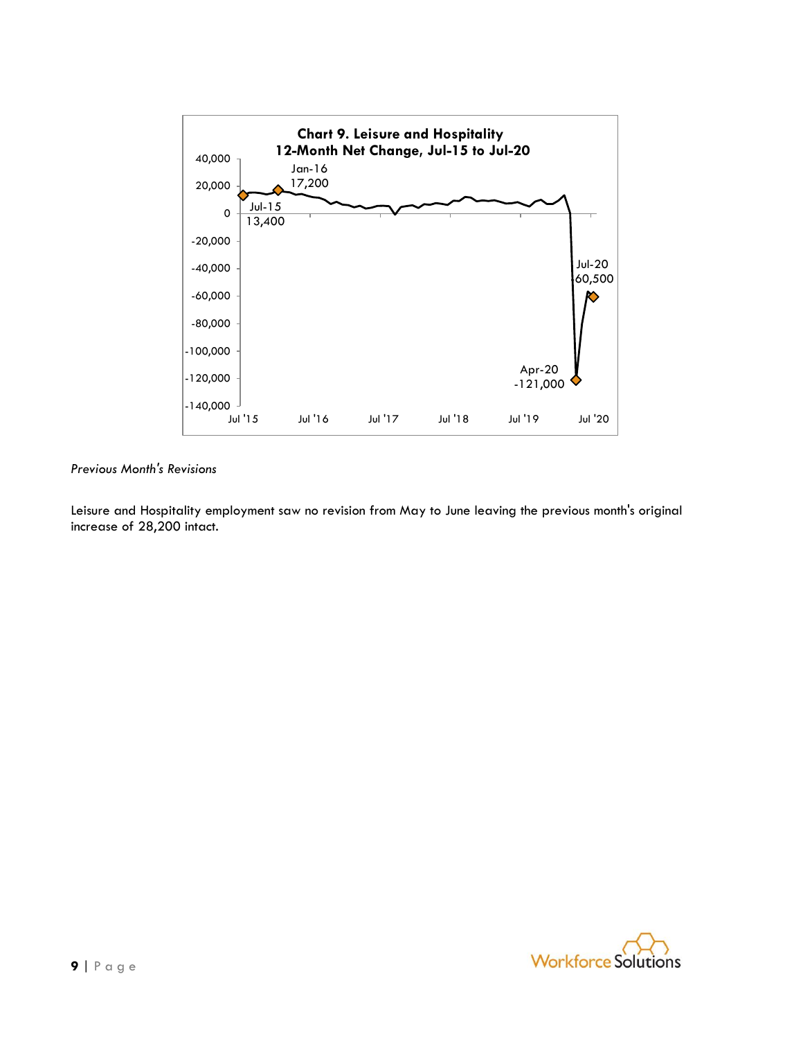**Chart 9. Leisure and Hospitality 12-Month Net Change, Jul-15 to Jul-20**

*Previous Month's Revisions*

Leisure and Hospitality employment saw no revision from May to June leaving the previous month's original increase of 28,200 intact.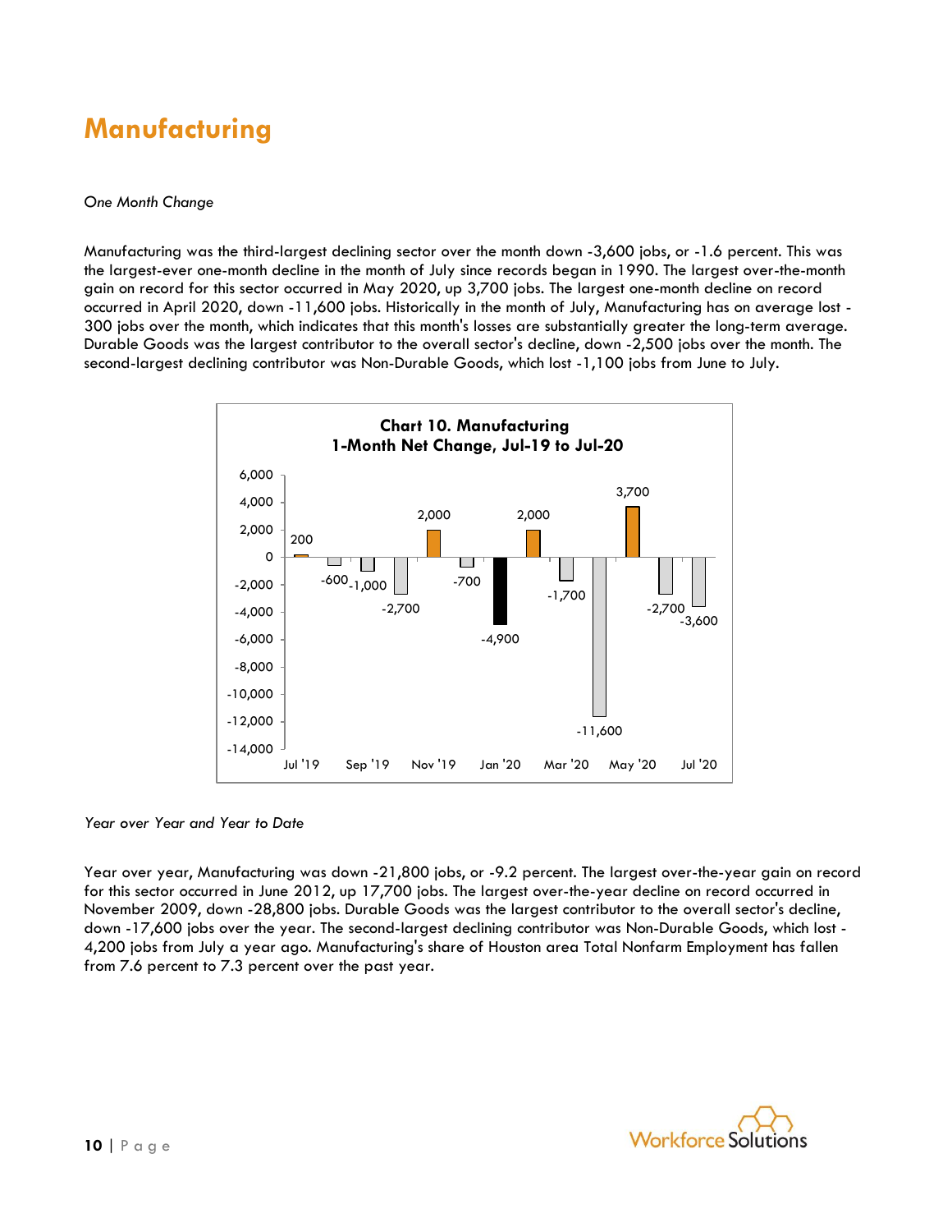# Manufacturing

*One Month Change*

Manufacturing was the third-largest declining sector over the month down -3,600 jobs, or -1.6 percent. This was the largest-ever one-month decline in the month of July since records began in 1990. The largest over-the-month gain on record for this sector occurred in May 2020, up 3,700 jobs. The largest one-month decline on record occurred in April 2020, down -11,600 jobs. Historically in the month of July, Manufacturing has on average lost -300 jobs over the month, which indicates that this month's losses are substantially greater the long-term average. Durable Goods was the largest contributor to the overall sector's decline, down -2,500 jobs over the month. The second-largest declining contributor was Non-Durable Goods, which lost -1,100 jobs from June to July.

**Chart 10. Manufacturing**
**1-Month Net Change, Jul-19 to Jul-20**

| Month | Net Change |
|---|---|
| Jul '19 | 200 |
| Aug '19 | -600 |
| Sep '19 | -1,000 |
| Oct '19 | -2,700 |
| Nov '19 | 2,000 |
| Dec '19 | -700 |
| Jan '20 | -4,900 |
| Feb '20 | 2,000 |
| Mar '20 | -1,700 |
| Apr '20 | -11,600 |
| May '20 | 3,700 |
| Jun '20 | -2,700 |
| Jul '20 | -3,600 |

*Year over Year and Year to Date*

Year over year, Manufacturing was down -21,800 jobs, or -9.2 percent. The largest over-the-year gain on record for this sector occurred in June 2012, up 17,700 jobs. The largest over-the-year decline on record occurred in November 2009, down -28,800 jobs. Durable Goods was the largest contributor to the overall sector's decline, down -17,600 jobs over the year. The second-largest declining contributor was Non-Durable Goods, which lost -4,200 jobs from July a year ago. Manufacturing's share of Houston area Total Nonfarm Employment has fallen from 7.6 percent to 7.3 percent over the past year.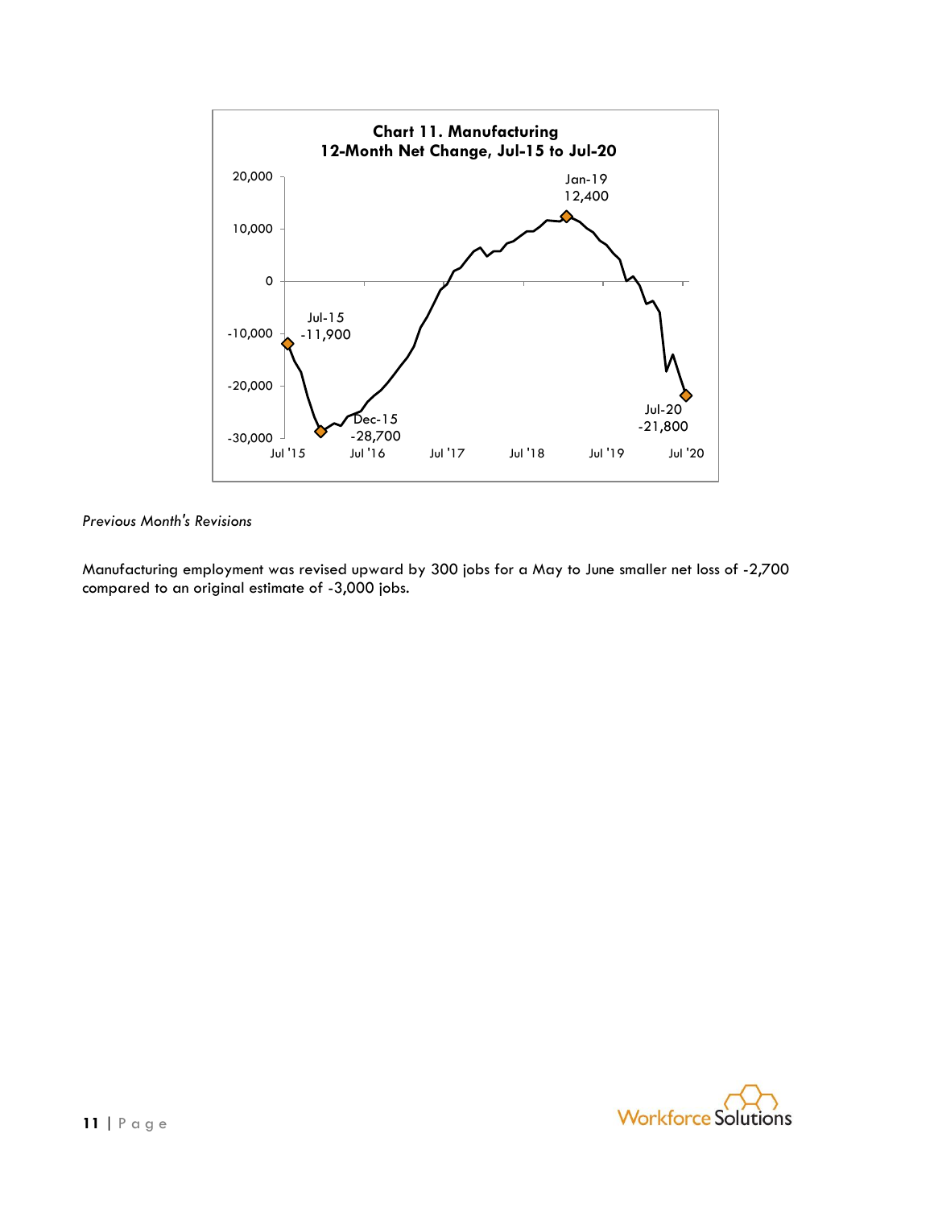**Chart 11. Manufacturing**
**12-Month Net Change, Jul-15 to Jul-20**

*Previous Month's Revisions*

Manufacturing employment was revised upward by 300 jobs for a May to June smaller net loss of -2,700 compared to an original estimate of -3,000 jobs.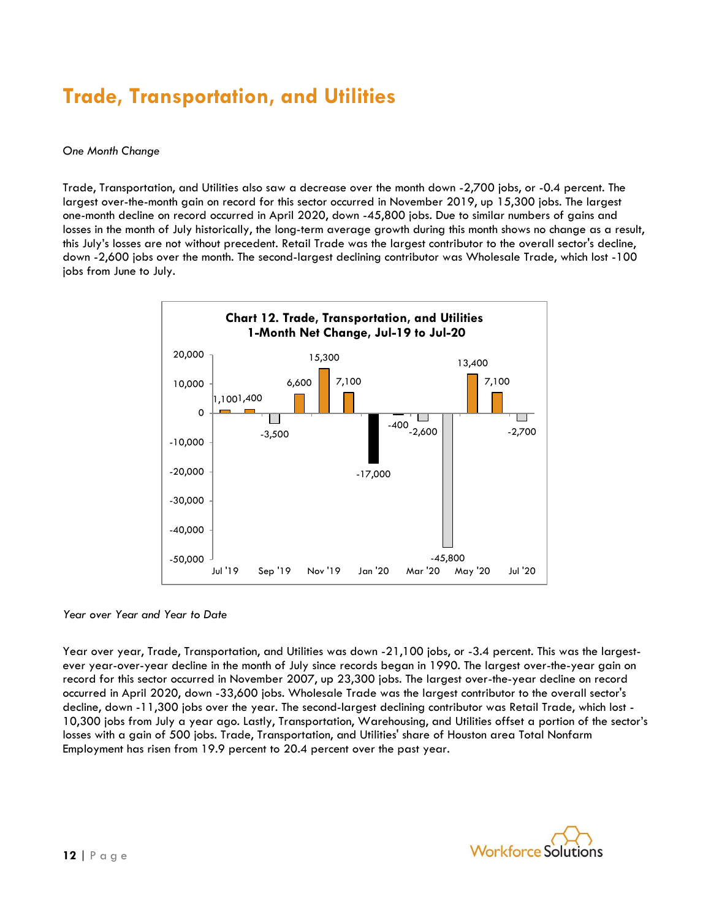# Trade, Transportation, and Utilities

*One Month Change*

Trade, Transportation, and Utilities also saw a decrease over the month down -2,700 jobs, or -0.4 percent. The largest over-the-month gain on record for this sector occurred in November 2019, up 15,300 jobs. The largest one-month decline on record occurred in April 2020, down -45,800 jobs. Due to similar numbers of gains and losses in the month of July historically, the long-term average growth during this month shows no change as a result, this July's losses are not without precedent. Retail Trade was the largest contributor to the overall sector's decline, down -2,600 jobs over the month. The second-largest declining contributor was Wholesale Trade, which lost -100 jobs from June to July.

**Chart 12. Trade, Transportation, and Utilities 1-Month Net Change, Jul-19 to Jul-20**

| Month | Net Change |
| --- | --- |
| Jul '19 | 1,100 |
| Aug '19 | 1,400 |
| Sep '19 | -3,500 |
| Oct '19 | 6,600 |
| Nov '19 | 15,300 |
| Dec '19 | 7,100 |
| Jan '20 | -17,000 |
| Feb '20 | -400 |
| Mar '20 | -2,600 |
| Apr '20 | -45,800 |
| May '20 | 13,400 |
| Jun '20 | 7,100 |
| Jul '20 | -2,700 |

*Year over Year and Year to Date*

Year over year, Trade, Transportation, and Utilities was down -21,100 jobs, or -3.4 percent. This was the largest-ever year-over-year decline in the month of July since records began in 1990. The largest over-the-year gain on record for this sector occurred in November 2007, up 23,300 jobs. The largest over-the-year decline on record occurred in April 2020, down -33,600 jobs. Wholesale Trade was the largest contributor to the overall sector's decline, down -11,300 jobs over the year. The second-largest declining contributor was Retail Trade, which lost -10,300 jobs from July a year ago. Lastly, Transportation, Warehousing, and Utilities offset a portion of the sector's losses with a gain of 500 jobs. Trade, Transportation, and Utilities' share of Houston area Total Nonfarm Employment has risen from 19.9 percent to 20.4 percent over the past year.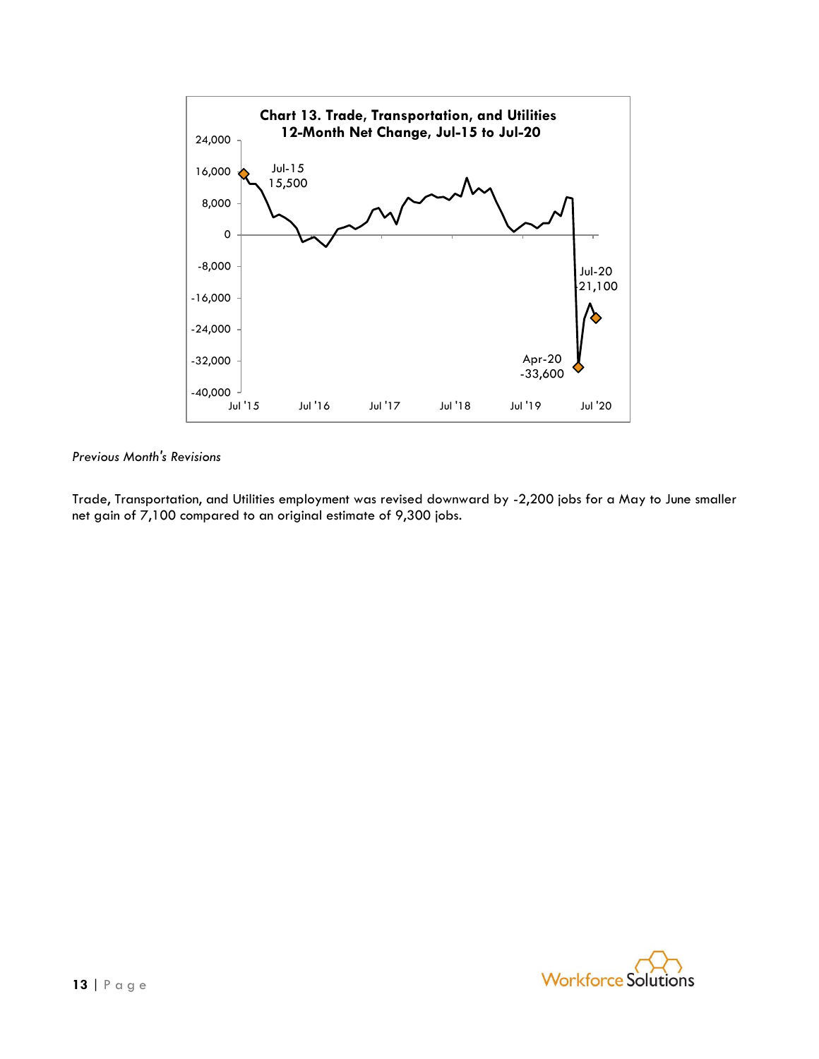**Chart 13. Trade, Transportation, and Utilities 12-Month Net Change, Jul-15 to Jul-20**

*Previous Month's Revisions*

Trade, Transportation, and Utilities employment was revised downward by -2,200 jobs for a May to June smaller net gain of 7,100 compared to an original estimate of 9,300 jobs.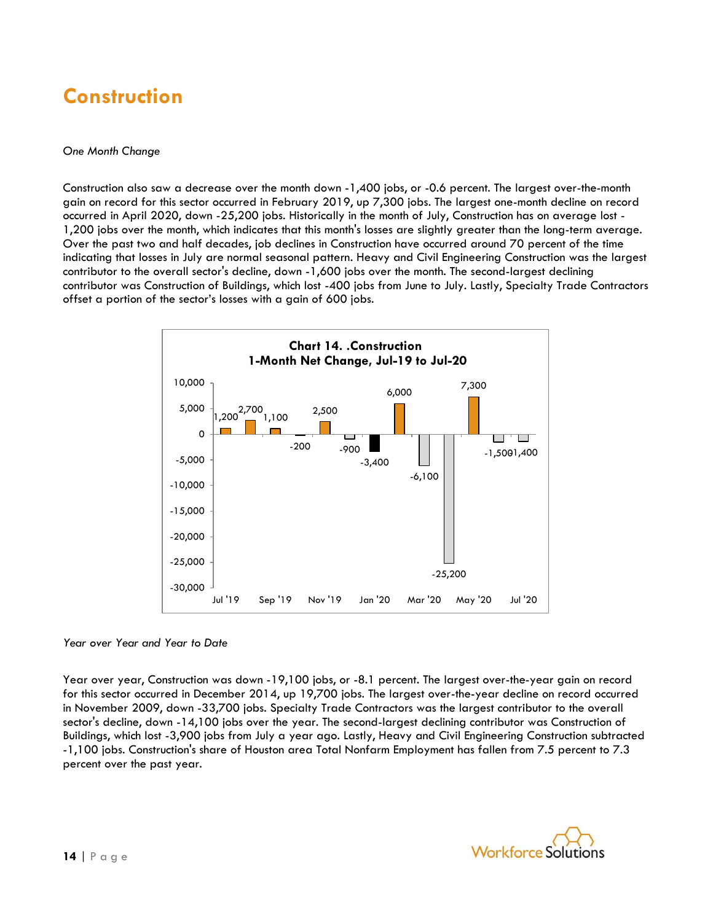# Construction

*One Month Change*

Construction also saw a decrease over the month down -1,400 jobs, or -0.6 percent. The largest over-the-month gain on record for this sector occurred in February 2019, up 7,300 jobs. The largest one-month decline on record occurred in April 2020, down -25,200 jobs. Historically in the month of July, Construction has on average lost -1,200 jobs over the month, which indicates that this month's losses are slightly greater than the long-term average. Over the past two and half decades, job declines in Construction have occurred around 70 percent of the time indicating that losses in July are normal seasonal pattern. Heavy and Civil Engineering Construction was the largest contributor to the overall sector's decline, down -1,600 jobs over the month. The second-largest declining contributor was Construction of Buildings, which lost -400 jobs from June to July. Lastly, Specialty Trade Contractors offset a portion of the sector's losses with a gain of 600 jobs.

**Chart 14. .Construction**
**1-Month Net Change, Jul-19 to Jul-20**

| Month | Net Change |
|---|---|
| Jul '19 | 1,200 |
| Aug '19 | 2,700 |
| Sep '19 | 1,100 |
| Oct '19 | -200 |
| Nov '19 | 2,500 |
| Dec '19 | -900 |
| Jan '20 | -3,400 |
| Feb '20 | 6,000 |
| Mar '20 | -6,100 |
| Apr '20 | -25,200 |
| May '20 | 7,300 |
| Jun '20 | -1,500 |
| Jul '20 | -1,400 |

*Year over Year and Year to Date*

Year over year, Construction was down -19,100 jobs, or -8.1 percent. The largest over-the-year gain on record for this sector occurred in December 2014, up 19,700 jobs. The largest over-the-year decline on record occurred in November 2009, down -33,700 jobs. Specialty Trade Contractors was the largest contributor to the overall sector's decline, down -14,100 jobs over the year. The second-largest declining contributor was Construction of Buildings, which lost -3,900 jobs from July a year ago. Lastly, Heavy and Civil Engineering Construction subtracted -1,100 jobs. Construction's share of Houston area Total Nonfarm Employment has fallen from 7.5 percent to 7.3 percent over the past year.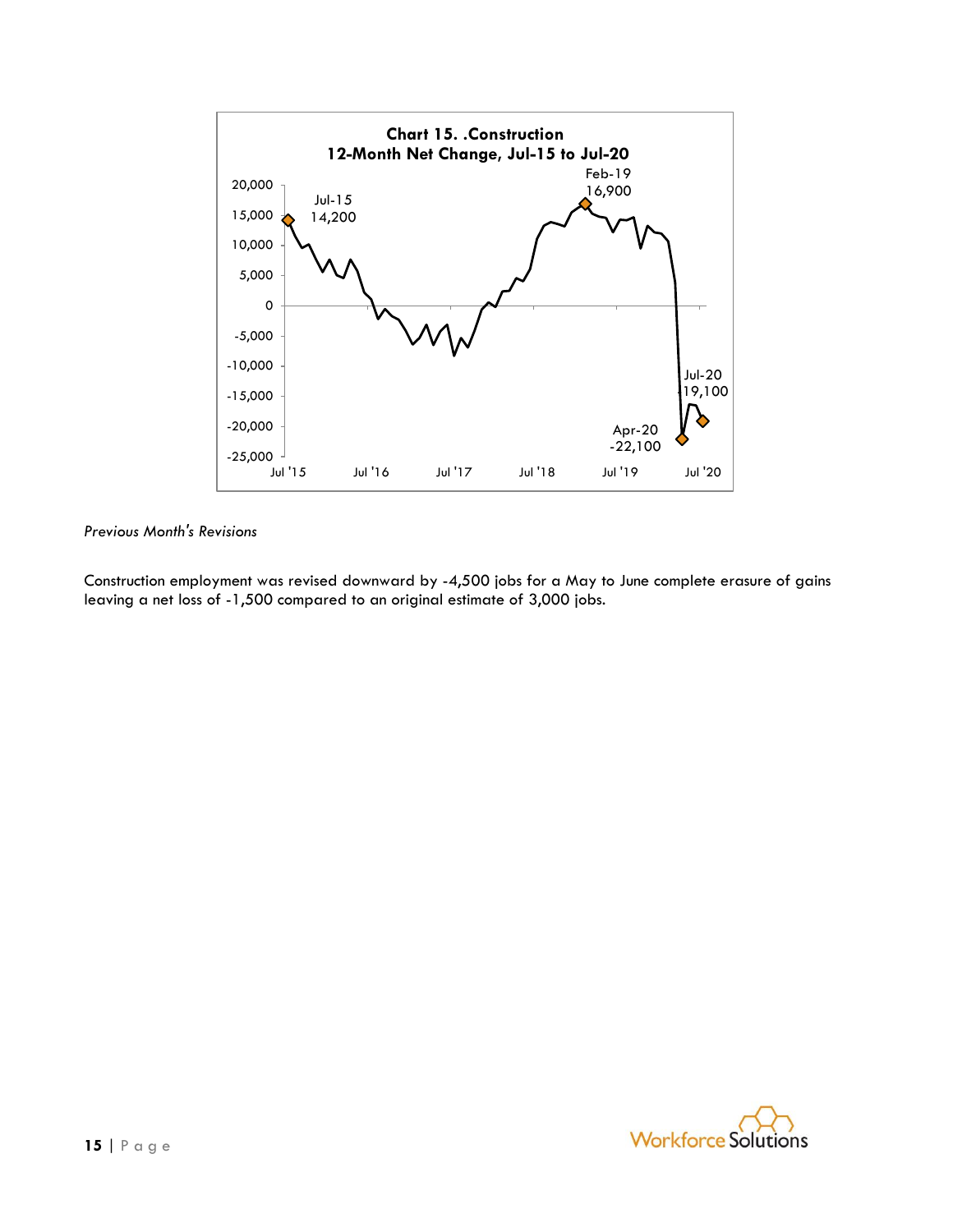**Chart 15. .Construction**
**12-Month Net Change, Jul-15 to Jul-20**

*Previous Month's Revisions*

Construction employment was revised downward by -4,500 jobs for a May to June complete erasure of gains leaving a net loss of -1,500 compared to an original estimate of 3,000 jobs.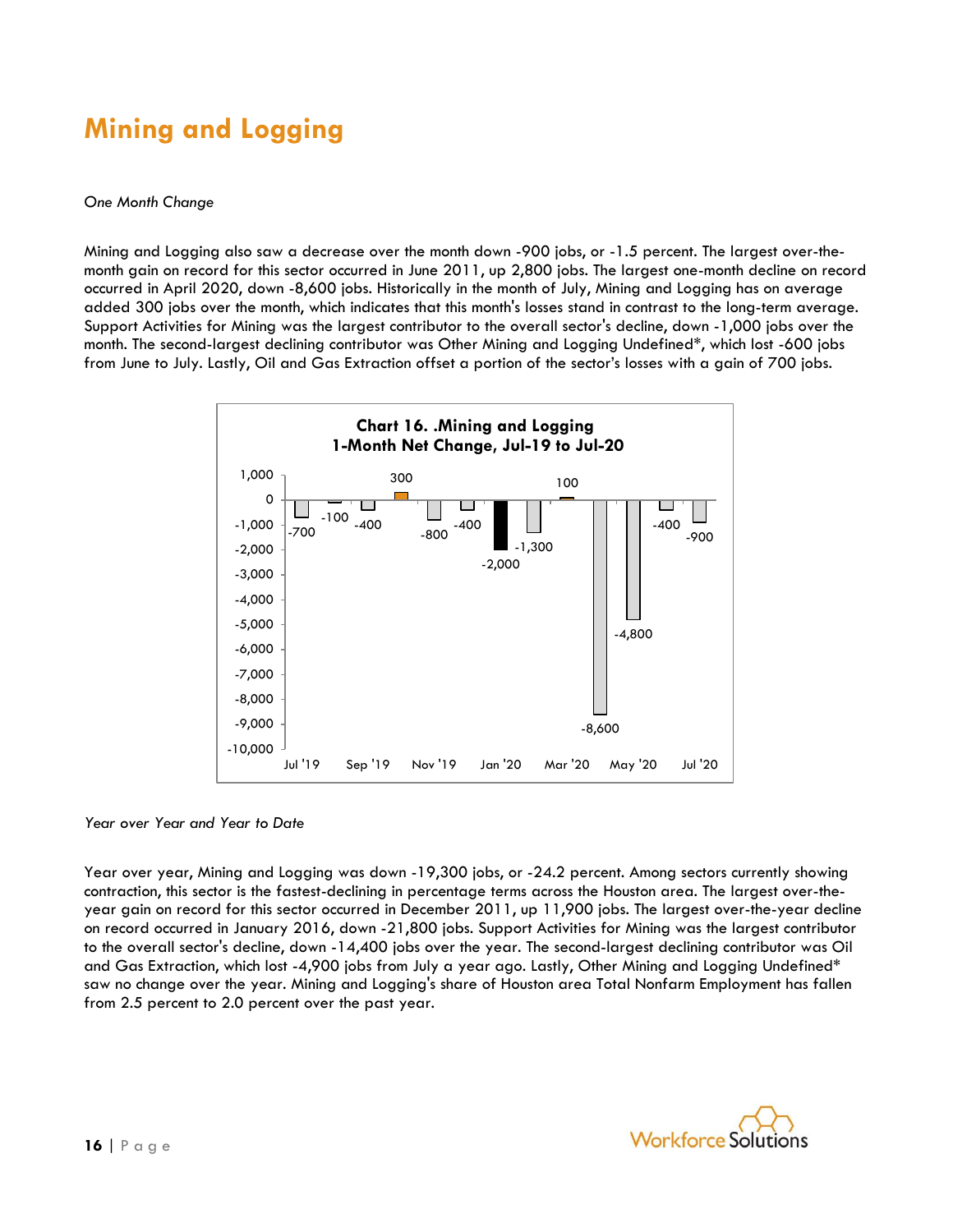# Mining and Logging

*One Month Change*

Mining and Logging also saw a decrease over the month down -900 jobs, or -1.5 percent. The largest over-the-month gain on record for this sector occurred in June 2011, up 2,800 jobs. The largest one-month decline on record occurred in April 2020, down -8,600 jobs. Historically in the month of July, Mining and Logging has on average added 300 jobs over the month, which indicates that this month's losses stand in contrast to the long-term average. Support Activities for Mining was the largest contributor to the overall sector's decline, down -1,000 jobs over the month. The second-largest declining contributor was Other Mining and Logging Undefined*, which lost -600 jobs from June to July. Lastly, Oil and Gas Extraction offset a portion of the sector's losses with a gain of 700 jobs.

**Chart 16. .Mining and Logging 1-Month Net Change, Jul-19 to Jul-20**

| Month | Net Change |
|---|---|
| Jul '19 | -700 |
| Aug '19 | -100 |
| Sep '19 | -400 |
| Oct '19 | 300 |
| Nov '19 | -800 |
| Dec '19 | -400 |
| Jan '20 | -2,000 |
| Feb '20 | -1,300 |
| Mar '20 | 100 |
| Apr '20 | -8,600 |
| May '20 | -4,800 |
| Jun '20 | -400 |
| Jul '20 | -900 |

*Year over Year and Year to Date*

Year over year, Mining and Logging was down -19,300 jobs, or -24.2 percent. Among sectors currently showing contraction, this sector is the fastest-declining in percentage terms across the Houston area. The largest over-the-year gain on record for this sector occurred in December 2011, up 11,900 jobs. The largest over-the-year decline on record occurred in January 2016, down -21,800 jobs. Support Activities for Mining was the largest contributor to the overall sector's decline, down -14,400 jobs over the year. The second-largest declining contributor was Oil and Gas Extraction, which lost -4,900 jobs from July a year ago. Lastly, Other Mining and Logging Undefined* saw no change over the year. Mining and Logging's share of Houston area Total Nonfarm Employment has fallen from 2.5 percent to 2.0 percent over the past year.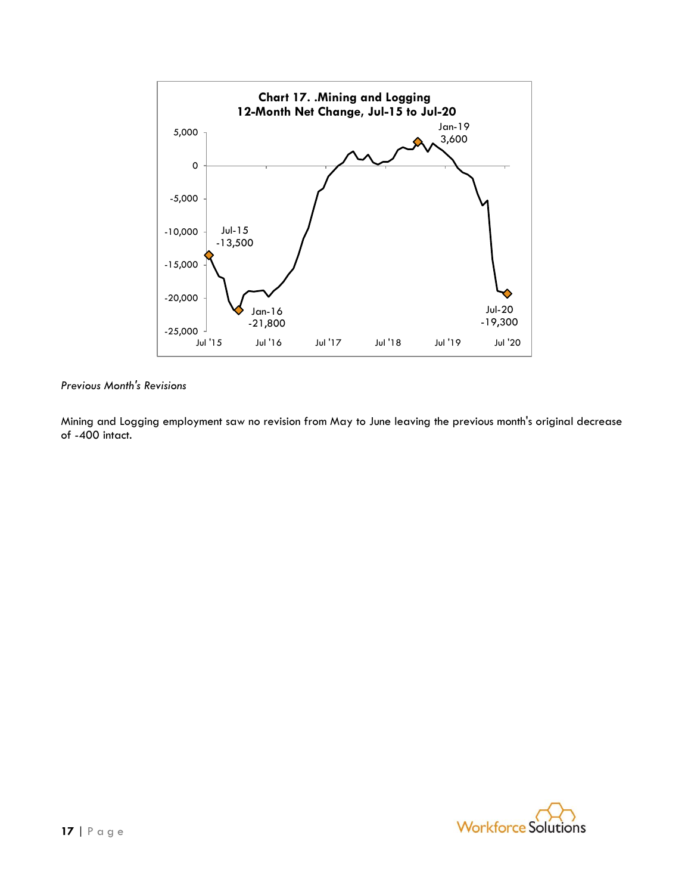**Chart 17. .Mining and Logging**
**12-Month Net Change, Jul-15 to Jul-20**

*Previous Month's Revisions*

Mining and Logging employment saw no revision from May to June leaving the previous month's original decrease of -400 intact.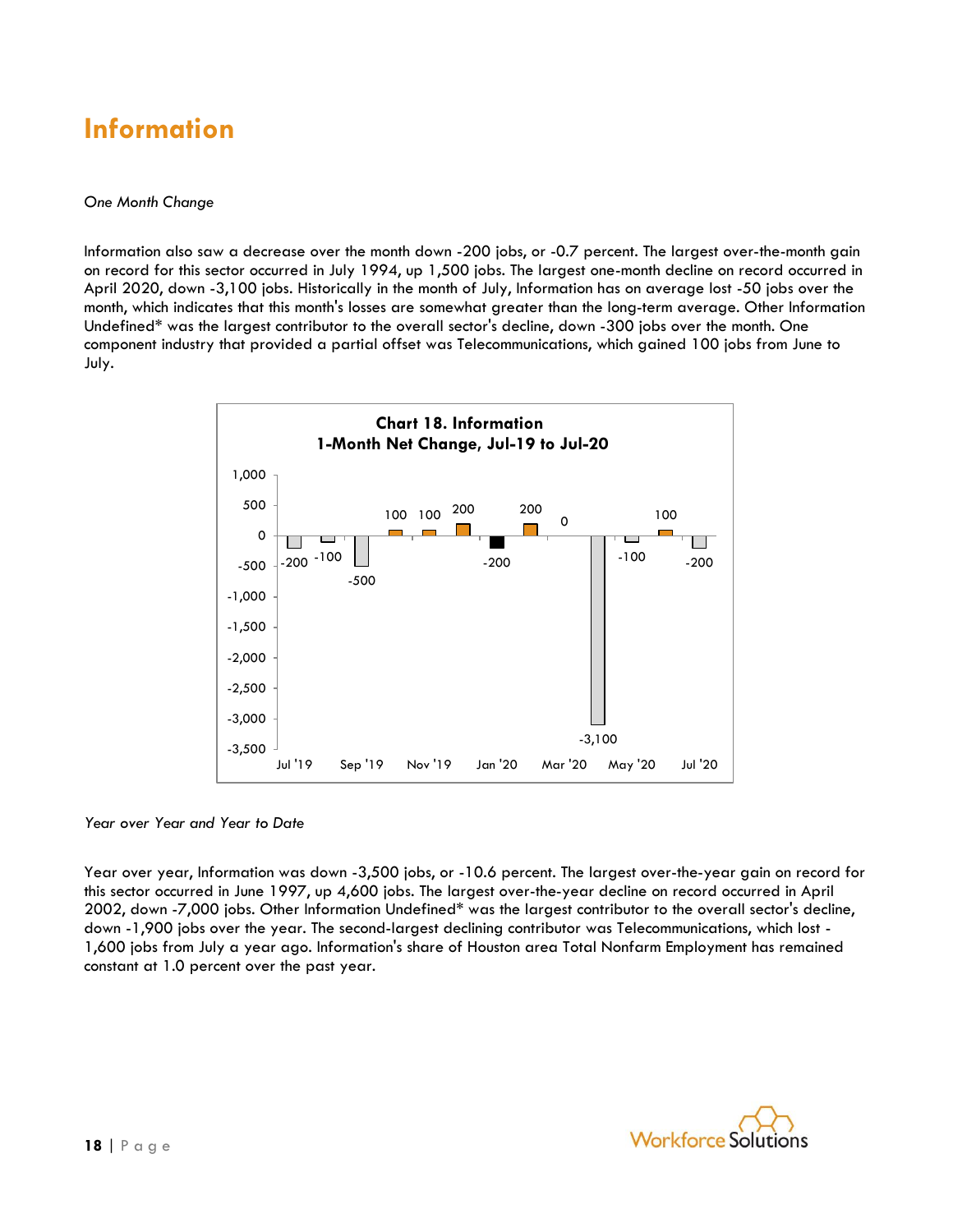# Information

*One Month Change*

Information also saw a decrease over the month down -200 jobs, or -0.7 percent. The largest over-the-month gain on record for this sector occurred in July 1994, up 1,500 jobs. The largest one-month decline on record occurred in April 2020, down -3,100 jobs. Historically in the month of July, Information has on average lost -50 jobs over the month, which indicates that this month's losses are somewhat greater than the long-term average. Other Information Undefined* was the largest contributor to the overall sector's decline, down -300 jobs over the month. One component industry that provided a partial offset was Telecommunications, which gained 100 jobs from June to July.

**Chart 18. Information**
**1-Month Net Change, Jul-19 to Jul-20**

| Month | Net Change |
|---|---|
| Jul '19 | -200 |
| Aug '19 | -100 |
| Sep '19 | -500 |
| Oct '19 | 100 |
| Nov '19 | 100 |
| Dec '19 | 200 |
| Jan '20 | -200 |
| Feb '20 | 200 |
| Mar '20 | 0 |
| Apr '20 | -3,100 |
| May '20 | -100 |
| Jun '20 | 100 |
| Jul '20 | -200 |

*Year over Year and Year to Date*

Year over year, Information was down -3,500 jobs, or -10.6 percent. The largest over-the-year gain on record for this sector occurred in June 1997, up 4,600 jobs. The largest over-the-year decline on record occurred in April 2002, down -7,000 jobs. Other Information Undefined* was the largest contributor to the overall sector's decline, down -1,900 jobs over the year. The second-largest declining contributor was Telecommunications, which lost -1,600 jobs from July a year ago. Information's share of Houston area Total Nonfarm Employment has remained constant at 1.0 percent over the past year.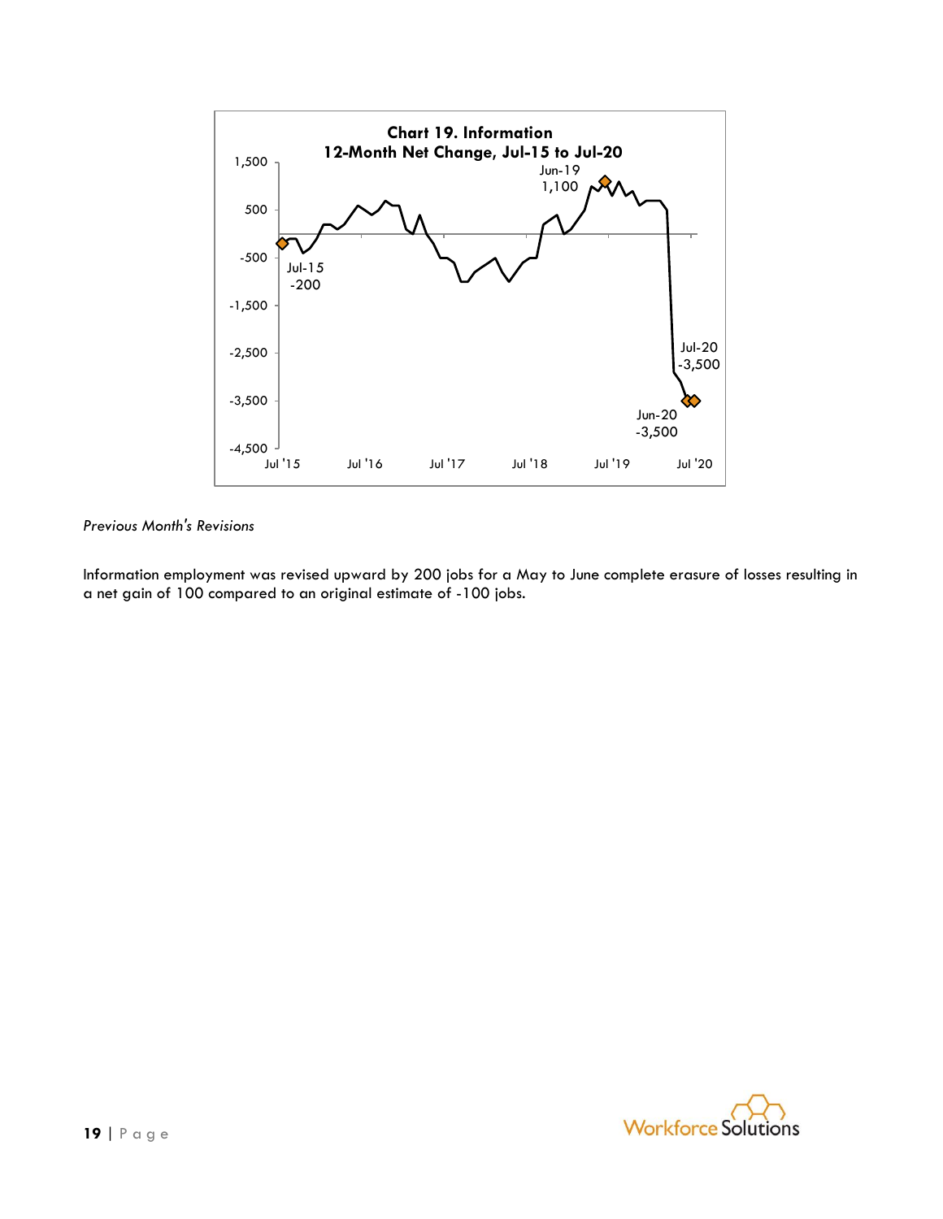**Chart 19. Information**
**12-Month Net Change, Jul-15 to Jul-20**

Jul-15 -200

Jun-19 1,100

Jun-20 -3,500

Jul-20 -3,500

*Previous Month's Revisions*

Information employment was revised upward by 200 jobs for a May to June complete erasure of losses resulting in a net gain of 100 compared to an original estimate of -100 jobs.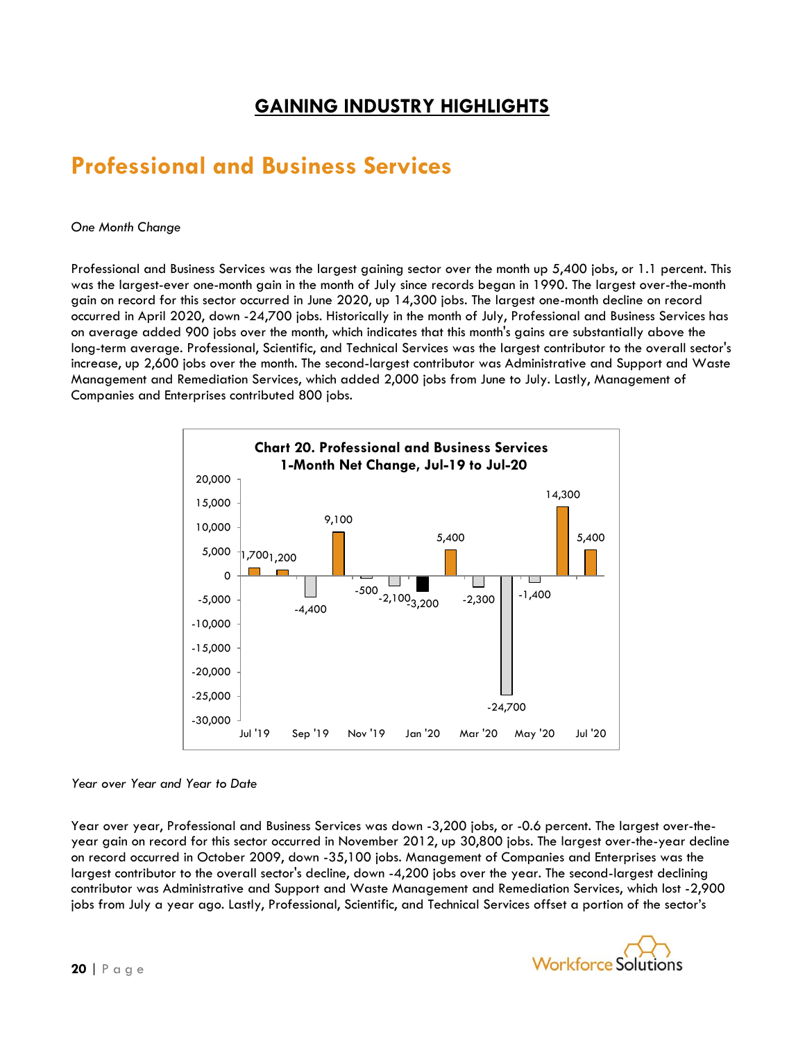## GAINING INDUSTRY HIGHLIGHTS

# Professional and Business Services

*One Month Change*

Professional and Business Services was the largest gaining sector over the month up 5,400 jobs, or 1.1 percent. This was the largest-ever one-month gain in the month of July since records began in 1990. The largest over-the-month gain on record for this sector occurred in June 2020, up 14,300 jobs. The largest one-month decline on record occurred in April 2020, down -24,700 jobs. Historically in the month of July, Professional and Business Services has on average added 900 jobs over the month, which indicates that this month's gains are substantially above the long-term average. Professional, Scientific, and Technical Services was the largest contributor to the overall sector's increase, up 2,600 jobs over the month. The second-largest contributor was Administrative and Support and Waste Management and Remediation Services, which added 2,000 jobs from June to July. Lastly, Management of Companies and Enterprises contributed 800 jobs.

**Chart 20. Professional and Business Services 1-Month Net Change, Jul-19 to Jul-20**

| Month | Net Change |
|---|---|
| Jul '19 | 1,700 |
| Aug '19 | 1,200 |
| Sep '19 | -4,400 |
| Oct '19 | 9,100 |
| Nov '19 | -500 |
| Dec '19 | -2,100 |
| Jan '20 | -3,200 |
| Feb '20 | 5,400 |
| Mar '20 | -2,300 |
| Apr '20 | -24,700 |
| May '20 | -1,400 |
| Jun '20 | 14,300 |
| Jul '20 | 5,400 |

*Year over Year and Year to Date*

Year over year, Professional and Business Services was down -3,200 jobs, or -0.6 percent. The largest over-the-year gain on record for this sector occurred in November 2012, up 30,800 jobs. The largest over-the-year decline on record occurred in October 2009, down -35,100 jobs. Management of Companies and Enterprises was the largest contributor to the overall sector's decline, down -4,200 jobs over the year. The second-largest declining contributor was Administrative and Support and Waste Management and Remediation Services, which lost -2,900 jobs from July a year ago. Lastly, Professional, Scientific, and Technical Services offset a portion of the sector's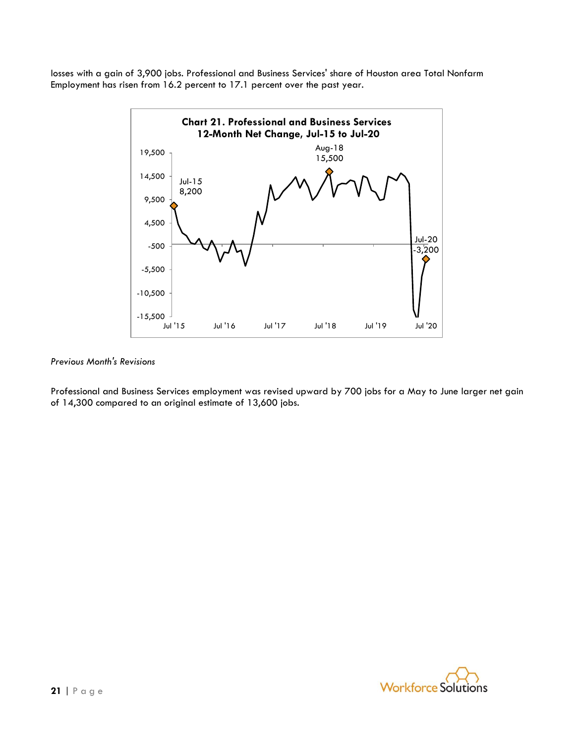losses with a gain of 3,900 jobs. Professional and Business Services' share of Houston area Total Nonfarm Employment has risen from 16.2 percent to 17.1 percent over the past year.

**Chart 21. Professional and Business Services 12-Month Net Change, Jul-15 to Jul-20**

*Previous Month's Revisions*

Professional and Business Services employment was revised upward by 700 jobs for a May to June larger net gain of 14,300 compared to an original estimate of 13,600 jobs.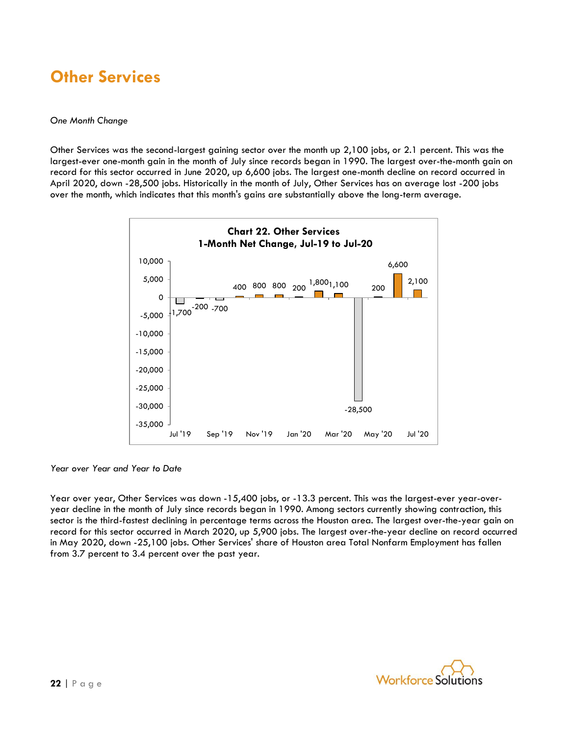# Other Services

*One Month Change*

Other Services was the second-largest gaining sector over the month up 2,100 jobs, or 2.1 percent. This was the largest-ever one-month gain in the month of July since records began in 1990. The largest over-the-month gain on record for this sector occurred in June 2020, up 6,600 jobs. The largest one-month decline on record occurred in April 2020, down -28,500 jobs. Historically in the month of July, Other Services has on average lost -200 jobs over the month, which indicates that this month's gains are substantially above the long-term average.

**Chart 22. Other Services**
**1-Month Net Change, Jul-19 to Jul-20**

| Month | Net Change |
|---|---|
| Jul '19 | -1,700 |
| Aug '19 | -200 |
| Sep '19 | -700 |
| Oct '19 | 400 |
| Nov '19 | 800 |
| Dec '19 | 800 |
| Jan '20 | 200 |
| Feb '20 | 1,800 |
| Mar '20 | 1,100 |
| Apr '20 | -28,500 |
| May '20 | 200 |
| Jun '20 | 6,600 |
| Jul '20 | 2,100 |

*Year over Year and Year to Date*

Year over year, Other Services was down -15,400 jobs, or -13.3 percent. This was the largest-ever year-over-year decline in the month of July since records began in 1990. Among sectors currently showing contraction, this sector is the third-fastest declining in percentage terms across the Houston area. The largest over-the-year gain on record for this sector occurred in March 2020, up 5,900 jobs. The largest over-the-year decline on record occurred in May 2020, down -25,100 jobs. Other Services' share of Houston area Total Nonfarm Employment has fallen from 3.7 percent to 3.4 percent over the past year.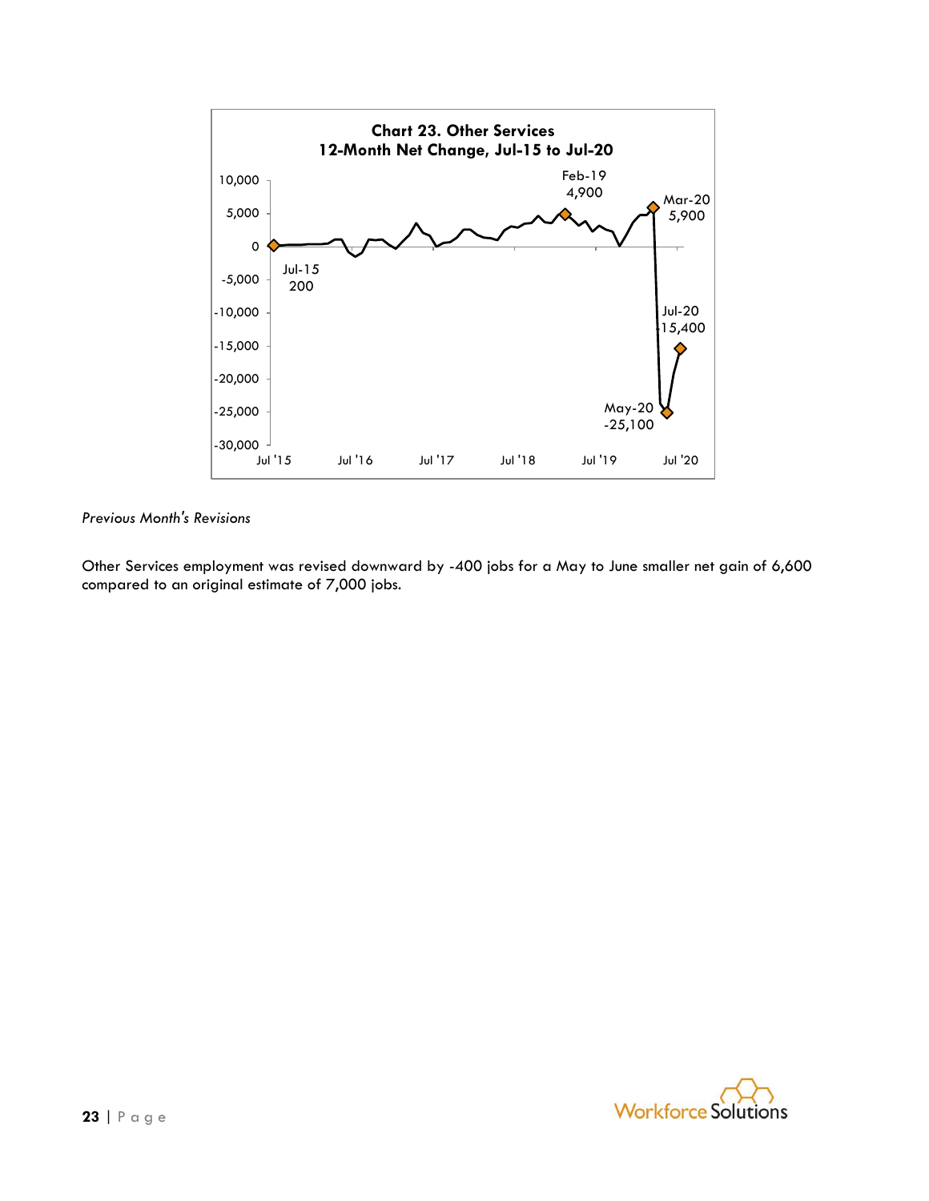**Chart 23. Other Services**
**12-Month Net Change, Jul-15 to Jul-20**

*Previous Month's Revisions*

Other Services employment was revised downward by -400 jobs for a May to June smaller net gain of 6,600 compared to an original estimate of 7,000 jobs.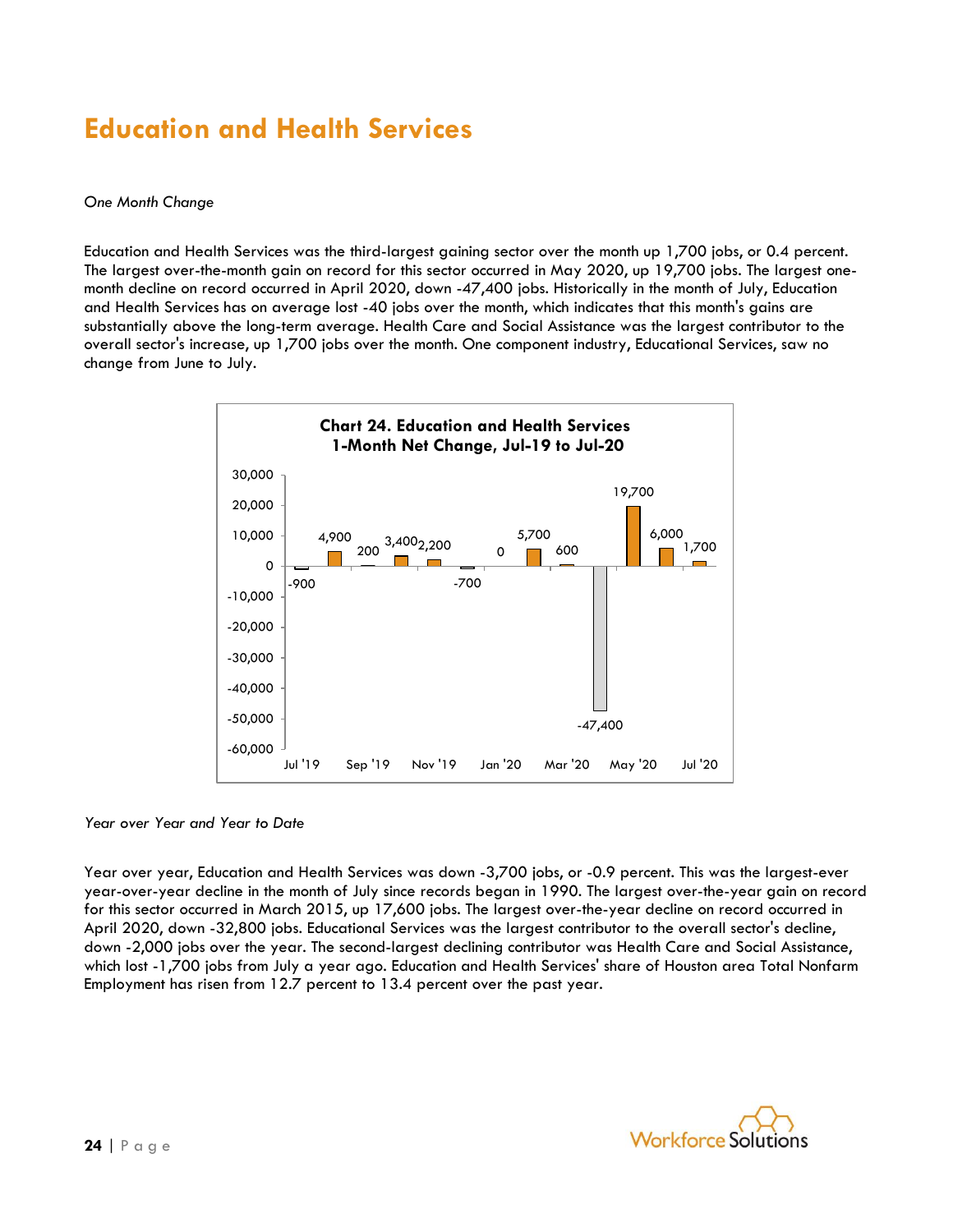# Education and Health Services

*One Month Change*

Education and Health Services was the third-largest gaining sector over the month up 1,700 jobs, or 0.4 percent. The largest over-the-month gain on record for this sector occurred in May 2020, up 19,700 jobs. The largest one-month decline on record occurred in April 2020, down -47,400 jobs. Historically in the month of July, Education and Health Services has on average lost -40 jobs over the month, which indicates that this month's gains are substantially above the long-term average. Health Care and Social Assistance was the largest contributor to the overall sector's increase, up 1,700 jobs over the month. One component industry, Educational Services, saw no change from June to July.

**Chart 24. Education and Health Services 1-Month Net Change, Jul-19 to Jul-20**

| Month | Net Change |
|---|---|
| Jul '19 | -900 |
| Aug '19 | 4,900 |
| Sep '19 | 200 |
| Oct '19 | 3,400 |
| Nov '19 | 2,200 |
| Dec '19 | -700 |
| Jan '20 | 0 |
| Feb '20 | 5,700 |
| Mar '20 | 600 |
| Apr '20 | -47,400 |
| May '20 | 19,700 |
| Jun '20 | 6,000 |
| Jul '20 | 1,700 |

*Year over Year and Year to Date*

Year over year, Education and Health Services was down -3,700 jobs, or -0.9 percent. This was the largest-ever year-over-year decline in the month of July since records began in 1990. The largest over-the-year gain on record for this sector occurred in March 2015, up 17,600 jobs. The largest over-the-year decline on record occurred in April 2020, down -32,800 jobs. Educational Services was the largest contributor to the overall sector's decline, down -2,000 jobs over the year. The second-largest declining contributor was Health Care and Social Assistance, which lost -1,700 jobs from July a year ago. Education and Health Services' share of Houston area Total Nonfarm Employment has risen from 12.7 percent to 13.4 percent over the past year.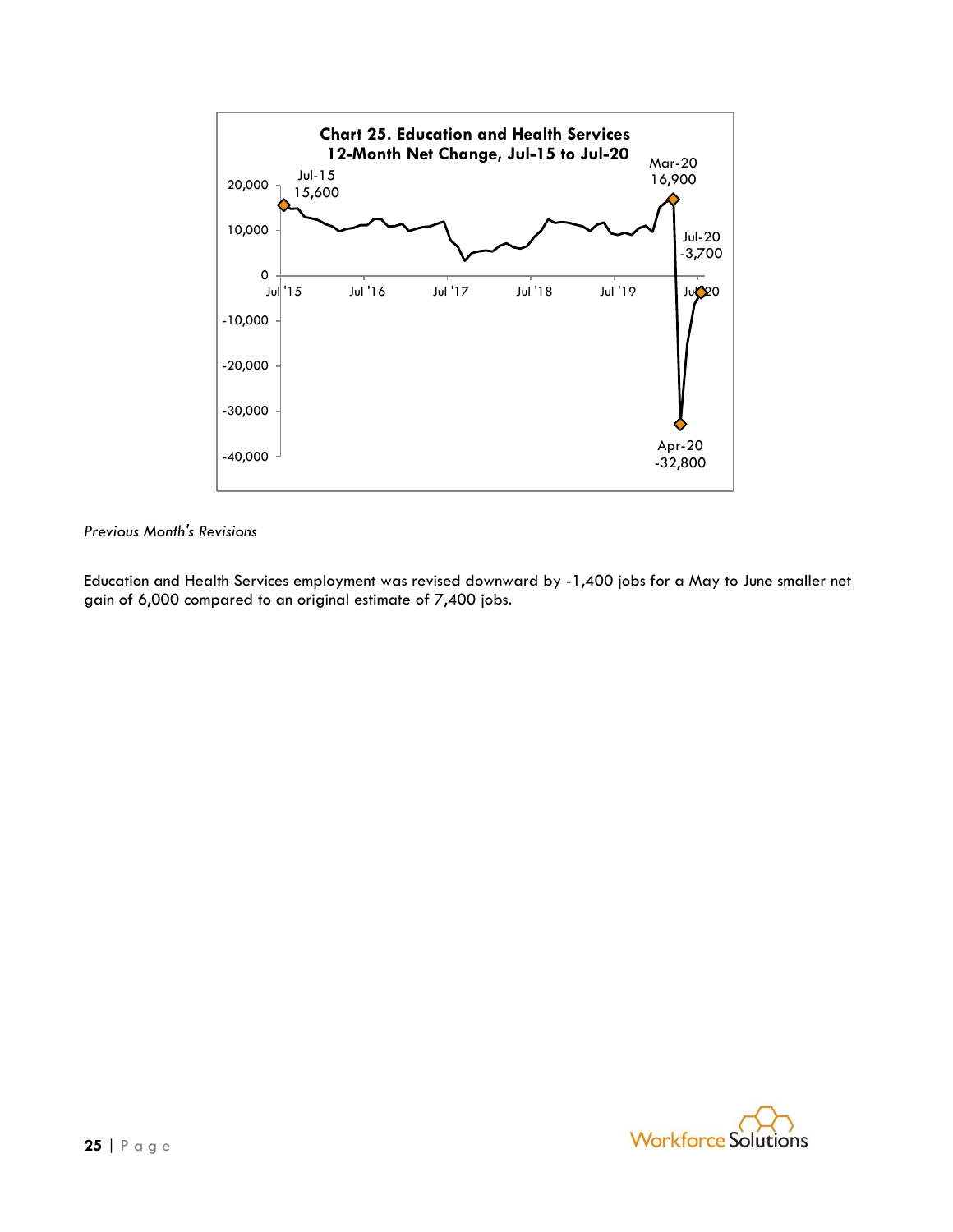**Chart 25. Education and Health Services 12-Month Net Change, Jul-15 to Jul-20**

Jul-15 15,600

Mar-20 16,900

Jul-20 -3,700

Apr-20 -32,800

*Previous Month's Revisions*

Education and Health Services employment was revised downward by -1,400 jobs for a May to June smaller net gain of 6,000 compared to an original estimate of 7,400 jobs.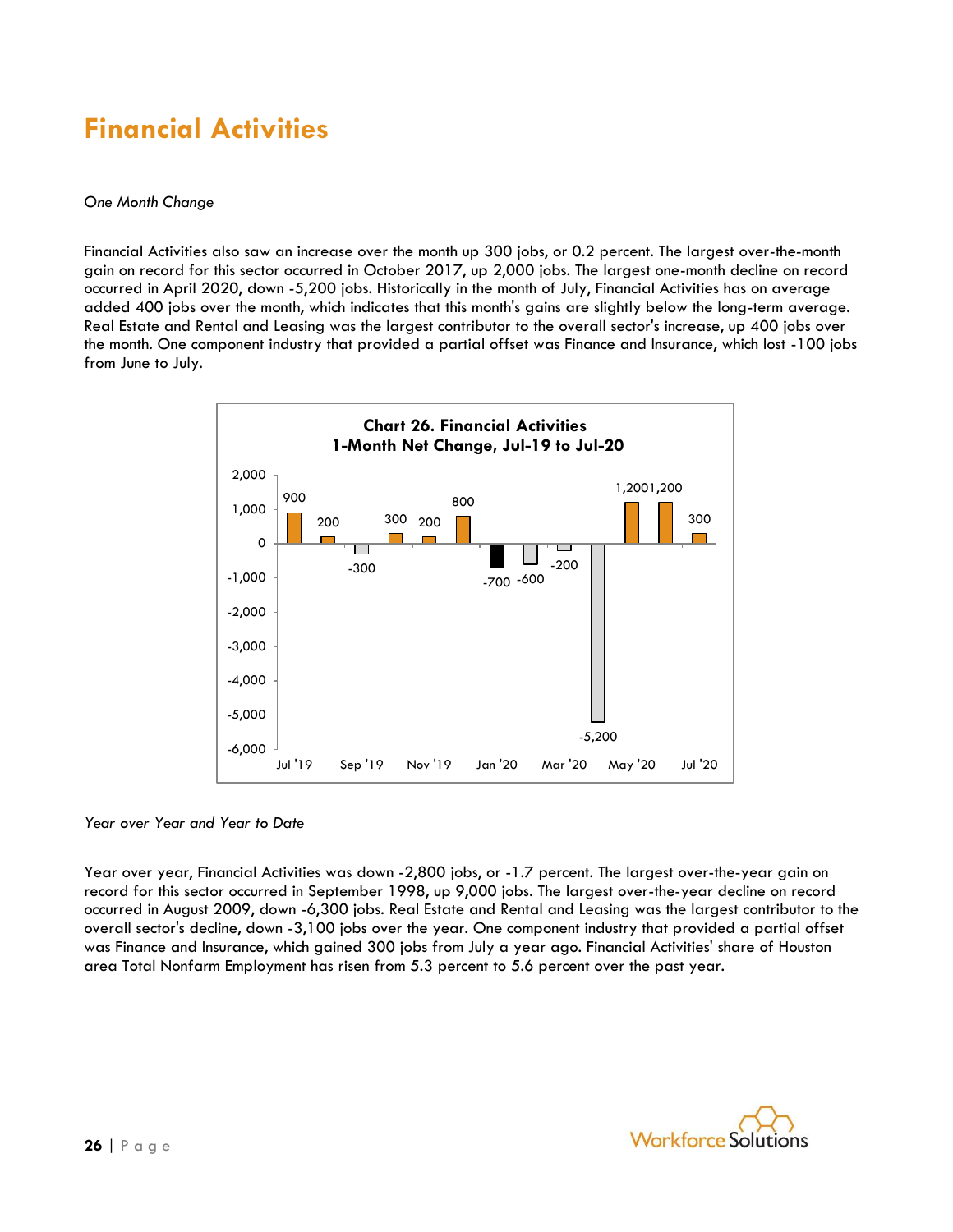# Financial Activities

*One Month Change*

Financial Activities also saw an increase over the month up 300 jobs, or 0.2 percent. The largest over-the-month gain on record for this sector occurred in October 2017, up 2,000 jobs. The largest one-month decline on record occurred in April 2020, down -5,200 jobs. Historically in the month of July, Financial Activities has on average added 400 jobs over the month, which indicates that this month's gains are slightly below the long-term average. Real Estate and Rental and Leasing was the largest contributor to the overall sector's increase, up 400 jobs over the month. One component industry that provided a partial offset was Finance and Insurance, which lost -100 jobs from June to July.

**Chart 26. Financial Activities**
**1-Month Net Change, Jul-19 to Jul-20**

| Month | Net Change |
| --- | --- |
| Jul '19 | 900 |
| Aug '19 | 200 |
| Sep '19 | -300 |
| Oct '19 | 300 |
| Nov '19 | 200 |
| Dec '19 | 800 |
| Jan '20 | -700 |
| Feb '20 | -600 |
| Mar '20 | -200 |
| Apr '20 | -5,200 |
| May '20 | 1,200 |
| Jun '20 | 1,200 |
| Jul '20 | 300 |

*Year over Year and Year to Date*

Year over year, Financial Activities was down -2,800 jobs, or -1.7 percent. The largest over-the-year gain on record for this sector occurred in September 1998, up 9,000 jobs. The largest over-the-year decline on record occurred in August 2009, down -6,300 jobs. Real Estate and Rental and Leasing was the largest contributor to the overall sector's decline, down -3,100 jobs over the year. One component industry that provided a partial offset was Finance and Insurance, which gained 300 jobs from July a year ago. Financial Activities' share of Houston area Total Nonfarm Employment has risen from 5.3 percent to 5.6 percent over the past year.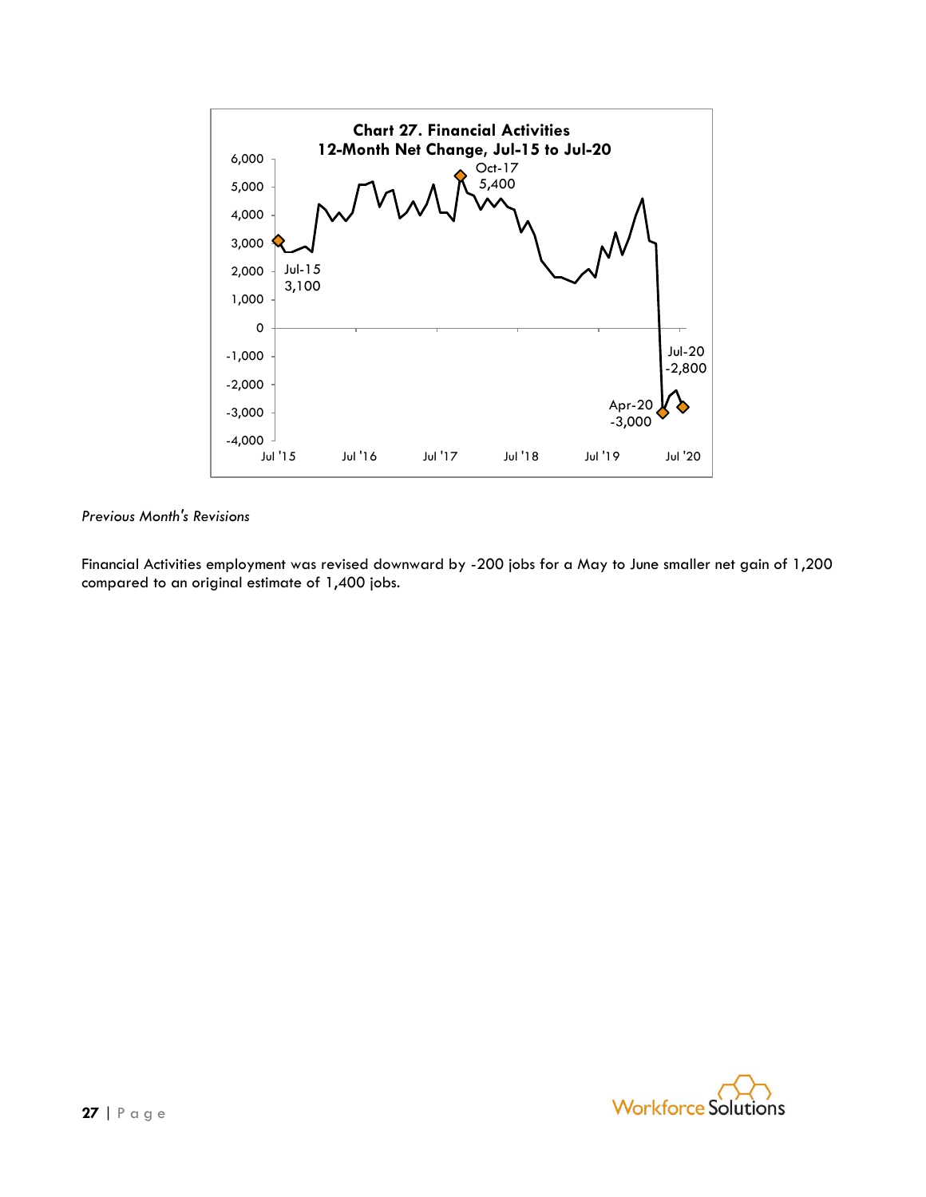**Chart 27. Financial Activities**
**12-Month Net Change, Jul-15 to Jul-20**

*Previous Month's Revisions*

Financial Activities employment was revised downward by -200 jobs for a May to June smaller net gain of 1,200 compared to an original estimate of 1,400 jobs.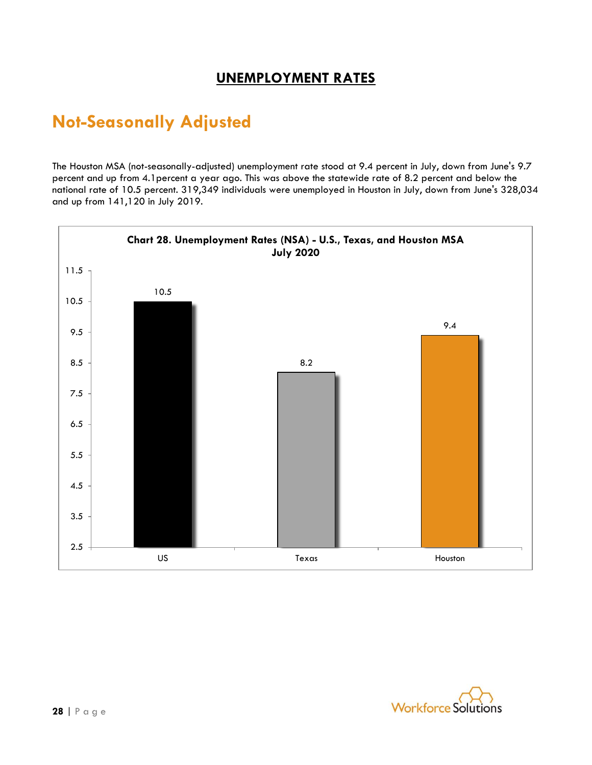# UNEMPLOYMENT RATES

## Not-Seasonally Adjusted

The Houston MSA (not-seasonally-adjusted) unemployment rate stood at 9.4 percent in July, down from June's 9.7 percent and up from 4.1percent a year ago. This was above the statewide rate of 8.2 percent and below the national rate of 10.5 percent. 319,349 individuals were unemployed in Houston in July, down from June's 328,034 and up from 141,120 in July 2019.

**Chart 28. Unemployment Rates (NSA) - U.S., Texas, and Houston MSA July 2020**

| | US | Texas | Houston |
|---|---|---|---|
| Unemployment Rate | 10.5 | 8.2 | 9.4 |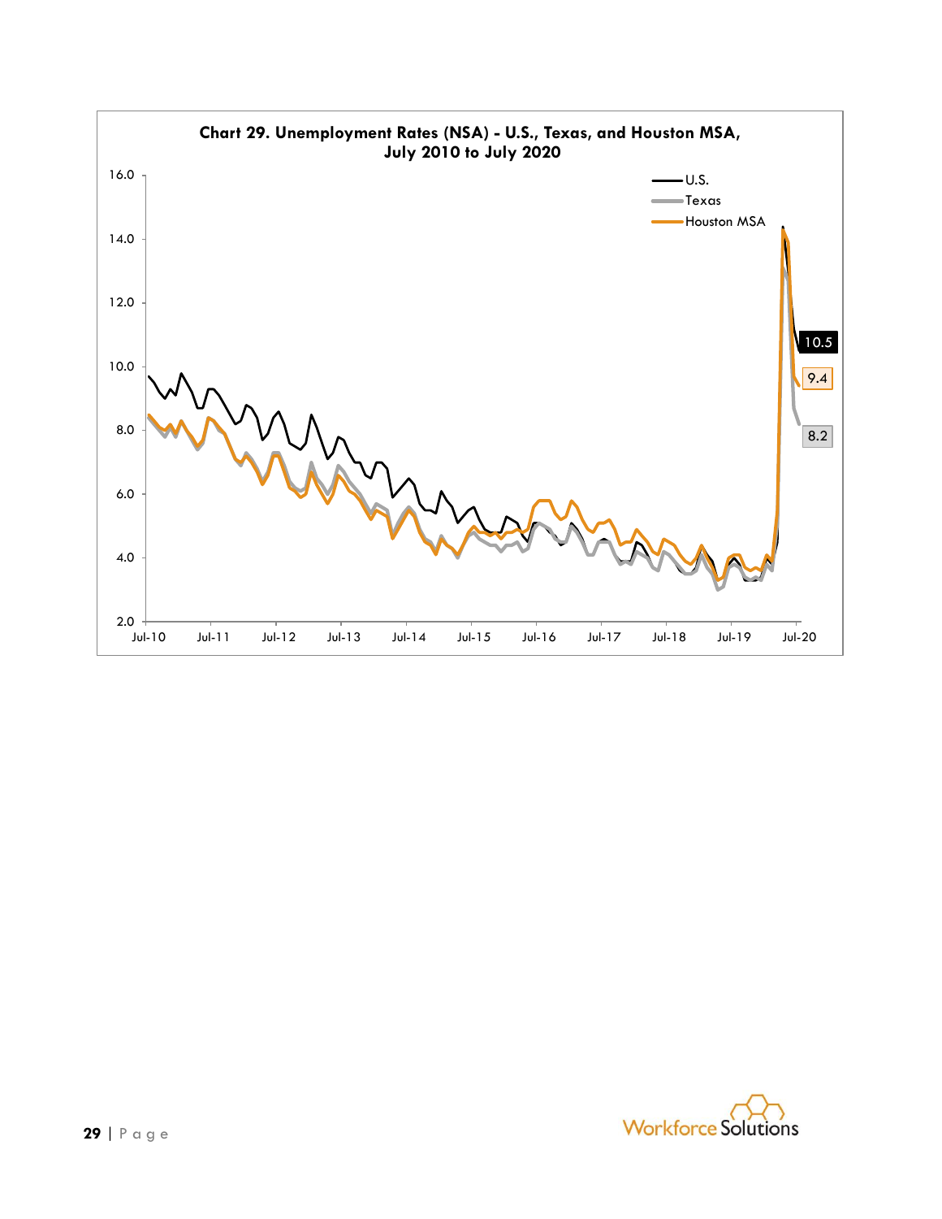**Chart 29. Unemployment Rates (NSA) - U.S., Texas, and Houston MSA, July 2010 to July 2020**

Legend: U.S., Texas, Houston MSA

Y-axis: 2.0, 4.0, 6.0, 8.0, 10.0, 12.0, 14.0, 16.0

X-axis: Jul-10, Jul-11, Jul-12, Jul-13, Jul-14, Jul-15, Jul-16, Jul-17, Jul-18, Jul-19, Jul-20

End-of-series labels: U.S. 10.5, Houston MSA 9.4, Texas 8.2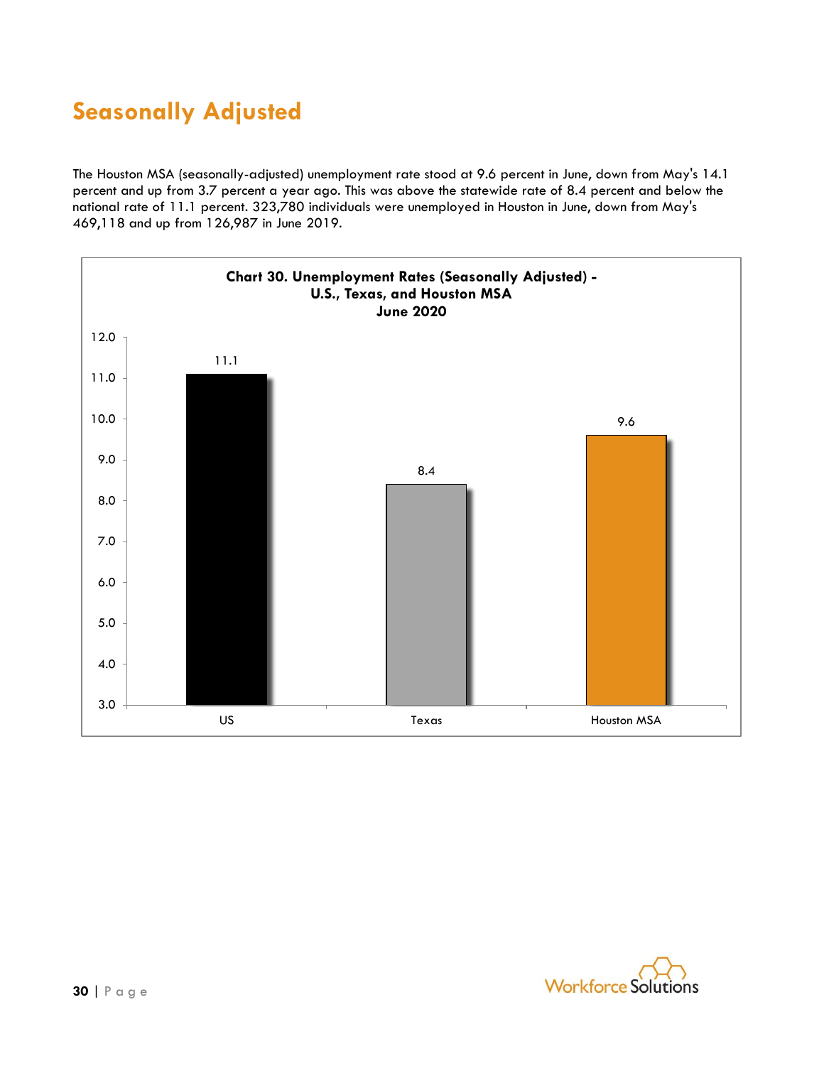# Seasonally Adjusted

The Houston MSA (seasonally-adjusted) unemployment rate stood at 9.6 percent in June, down from May's 14.1 percent and up from 3.7 percent a year ago. This was above the statewide rate of 8.4 percent and below the national rate of 11.1 percent. 323,780 individuals were unemployed in Houston in June, down from May's 469,118 and up from 126,987 in June 2019.

**Chart 30. Unemployment Rates (Seasonally Adjusted) - U.S., Texas, and Houston MSA June 2020**

| | US | Texas | Houston MSA |
|---|---|---|---|
| Unemployment Rate | 11.1 | 8.4 | 9.6 |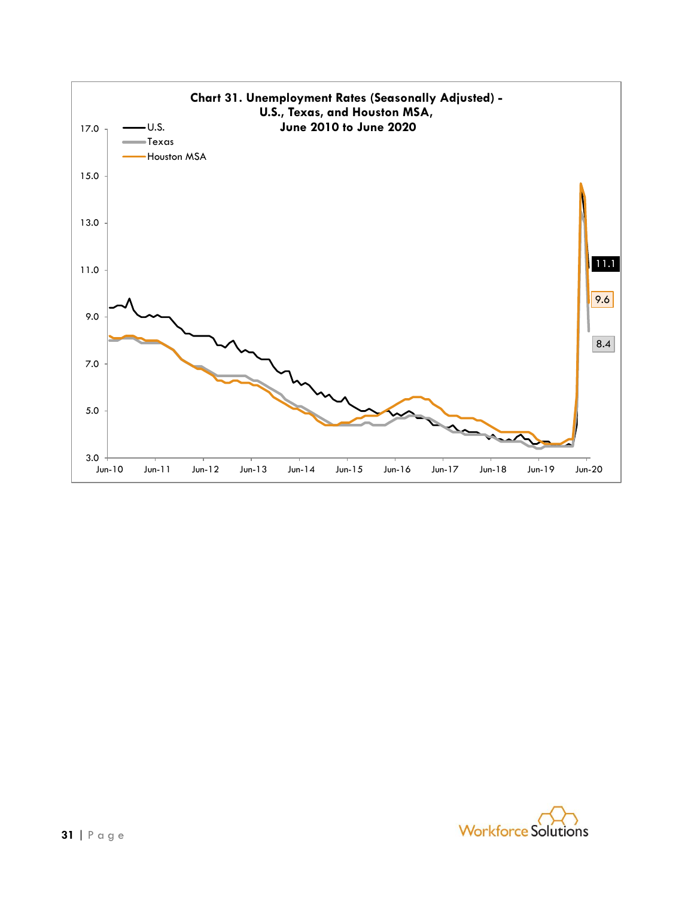**Chart 31. Unemployment Rates (Seasonally Adjusted) - U.S., Texas, and Houston MSA, June 2010 to June 2020**

U.S.
Texas
Houston MSA

17.0
15.0
13.0
11.0
9.0
7.0
5.0
3.0

Jun-10 Jun-11 Jun-12 Jun-13 Jun-14 Jun-15 Jun-16 Jun-17 Jun-18 Jun-19 Jun-20

11.1
9.6
8.4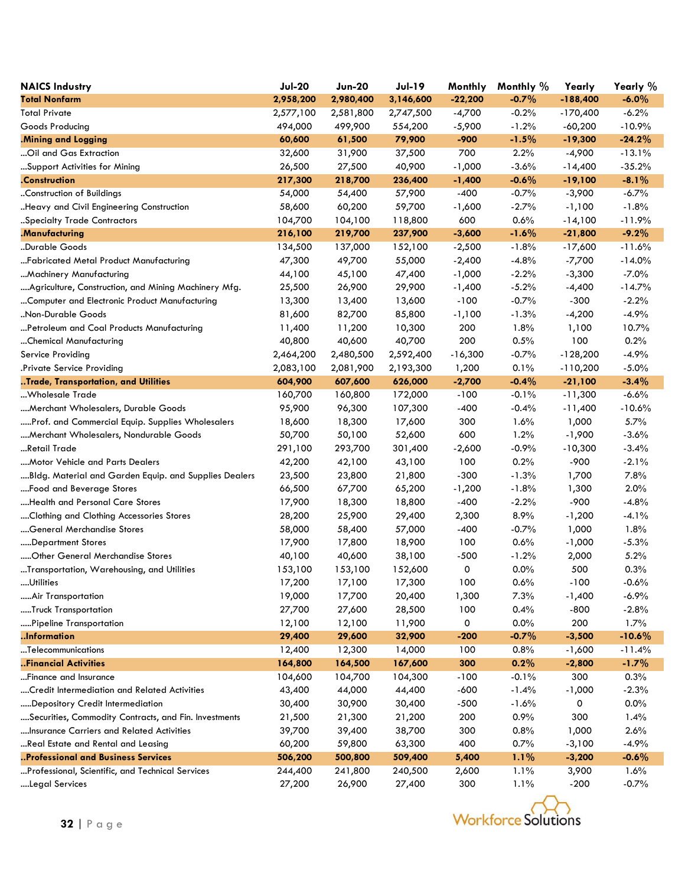| NAICS Industry | Jul-20 | Jun-20 | Jul-19 | Monthly | Monthly % | Yearly | Yearly % |
|---|---|---|---|---|---|---|---|
| **Total Nonfarm** | **2,958,200** | **2,980,400** | **3,146,600** | **-22,200** | **-0.7%** | **-188,400** | **-6.0%** |
| Total Private | 2,577,100 | 2,581,800 | 2,747,500 | -4,700 | -0.2% | -170,400 | -6.2% |
| Goods Producing | 494,000 | 499,900 | 554,200 | -5,900 | -1.2% | -60,200 | -10.9% |
| **.Mining and Logging** | **60,600** | **61,500** | **79,900** | **-900** | **-1.5%** | **-19,300** | **-24.2%** |
| ...Oil and Gas Extraction | 32,600 | 31,900 | 37,500 | 700 | 2.2% | -4,900 | -13.1% |
| ...Support Activities for Mining | 26,500 | 27,500 | 40,900 | -1,000 | -3.6% | -14,400 | -35.2% |
| **.Construction** | **217,300** | **218,700** | **236,400** | **-1,400** | **-0.6%** | **-19,100** | **-8.1%** |
| ..Construction of Buildings | 54,000 | 54,400 | 57,900 | -400 | -0.7% | -3,900 | -6.7% |
| ..Heavy and Civil Engineering Construction | 58,600 | 60,200 | 59,700 | -1,600 | -2.7% | -1,100 | -1.8% |
| ..Specialty Trade Contractors | 104,700 | 104,100 | 118,800 | 600 | 0.6% | -14,100 | -11.9% |
| **.Manufacturing** | **216,100** | **219,700** | **237,900** | **-3,600** | **-1.6%** | **-21,800** | **-9.2%** |
| ..Durable Goods | 134,500 | 137,000 | 152,100 | -2,500 | -1.8% | -17,600 | -11.6% |
| ...Fabricated Metal Product Manufacturing | 47,300 | 49,700 | 55,000 | -2,400 | -4.8% | -7,700 | -14.0% |
| ...Machinery Manufacturing | 44,100 | 45,100 | 47,400 | -1,000 | -2.2% | -3,300 | -7.0% |
| ....Agriculture, Construction, and Mining Machinery Mfg. | 25,500 | 26,900 | 29,900 | -1,400 | -5.2% | -4,400 | -14.7% |
| ...Computer and Electronic Product Manufacturing | 13,300 | 13,400 | 13,600 | -100 | -0.7% | -300 | -2.2% |
| ..Non-Durable Goods | 81,600 | 82,700 | 85,800 | -1,100 | -1.3% | -4,200 | -4.9% |
| ...Petroleum and Coal Products Manufacturing | 11,400 | 11,200 | 10,300 | 200 | 1.8% | 1,100 | 10.7% |
| ...Chemical Manufacturing | 40,800 | 40,600 | 40,700 | 200 | 0.5% | 100 | 0.2% |
| Service Providing | 2,464,200 | 2,480,500 | 2,592,400 | -16,300 | -0.7% | -128,200 | -4.9% |
| .Private Service Providing | 2,083,100 | 2,081,900 | 2,193,300 | 1,200 | 0.1% | -110,200 | -5.0% |
| **..Trade, Transportation, and Utilities** | **604,900** | **607,600** | **626,000** | **-2,700** | **-0.4%** | **-21,100** | **-3.4%** |
| ...Wholesale Trade | 160,700 | 160,800 | 172,000 | -100 | -0.1% | -11,300 | -6.6% |
| ....Merchant Wholesalers, Durable Goods | 95,900 | 96,300 | 107,300 | -400 | -0.4% | -11,400 | -10.6% |
| .....Prof. and Commercial Equip. Supplies Wholesalers | 18,600 | 18,300 | 17,600 | 300 | 1.6% | 1,000 | 5.7% |
| ....Merchant Wholesalers, Nondurable Goods | 50,700 | 50,100 | 52,600 | 600 | 1.2% | -1,900 | -3.6% |
| ...Retail Trade | 291,100 | 293,700 | 301,400 | -2,600 | -0.9% | -10,300 | -3.4% |
| ....Motor Vehicle and Parts Dealers | 42,200 | 42,100 | 43,100 | 100 | 0.2% | -900 | -2.1% |
| ....Bldg. Material and Garden Equip. and Supplies Dealers | 23,500 | 23,800 | 21,800 | -300 | -1.3% | 1,700 | 7.8% |
| ....Food and Beverage Stores | 66,500 | 67,700 | 65,200 | -1,200 | -1.8% | 1,300 | 2.0% |
| ....Health and Personal Care Stores | 17,900 | 18,300 | 18,800 | -400 | -2.2% | -900 | -4.8% |
| ....Clothing and Clothing Accessories Stores | 28,200 | 25,900 | 29,400 | 2,300 | 8.9% | -1,200 | -4.1% |
| ....General Merchandise Stores | 58,000 | 58,400 | 57,000 | -400 | -0.7% | 1,000 | 1.8% |
| .....Department Stores | 17,900 | 17,800 | 18,900 | 100 | 0.6% | -1,000 | -5.3% |
| .....Other General Merchandise Stores | 40,100 | 40,600 | 38,100 | -500 | -1.2% | 2,000 | 5.2% |
| ...Transportation, Warehousing, and Utilities | 153,100 | 153,100 | 152,600 | 0 | 0.0% | 500 | 0.3% |
| ....Utilities | 17,200 | 17,100 | 17,300 | 100 | 0.6% | -100 | -0.6% |
| .....Air Transportation | 19,000 | 17,700 | 20,400 | 1,300 | 7.3% | -1,400 | -6.9% |
| .....Truck Transportation | 27,700 | 27,600 | 28,500 | 100 | 0.4% | -800 | -2.8% |
| .....Pipeline Transportation | 12,100 | 12,100 | 11,900 | 0 | 0.0% | 200 | 1.7% |
| **..Information** | **29,400** | **29,600** | **32,900** | **-200** | **-0.7%** | **-3,500** | **-10.6%** |
| ...Telecommunications | 12,400 | 12,300 | 14,000 | 100 | 0.8% | -1,600 | -11.4% |
| **..Financial Activities** | **164,800** | **164,500** | **167,600** | **300** | **0.2%** | **-2,800** | **-1.7%** |
| ...Finance and Insurance | 104,600 | 104,700 | 104,300 | -100 | -0.1% | 300 | 0.3% |
| ....Credit Intermediation and Related Activities | 43,400 | 44,000 | 44,400 | -600 | -1.4% | -1,000 | -2.3% |
| .....Depository Credit Intermediation | 30,400 | 30,900 | 30,400 | -500 | -1.6% | 0 | 0.0% |
| ....Securities, Commodity Contracts, and Fin. Investments | 21,500 | 21,300 | 21,200 | 200 | 0.9% | 300 | 1.4% |
| ....Insurance Carriers and Related Activities | 39,700 | 39,400 | 38,700 | 300 | 0.8% | 1,000 | 2.6% |
| ...Real Estate and Rental and Leasing | 60,200 | 59,800 | 63,300 | 400 | 0.7% | -3,100 | -4.9% |
| **..Professional and Business Services** | **506,200** | **500,800** | **509,400** | **5,400** | **1.1%** | **-3,200** | **-0.6%** |
| ...Professional, Scientific, and Technical Services | 244,400 | 241,800 | 240,500 | 2,600 | 1.1% | 3,900 | 1.6% |
| ....Legal Services | 27,200 | 26,900 | 27,400 | 300 | 1.1% | -200 | -0.7% |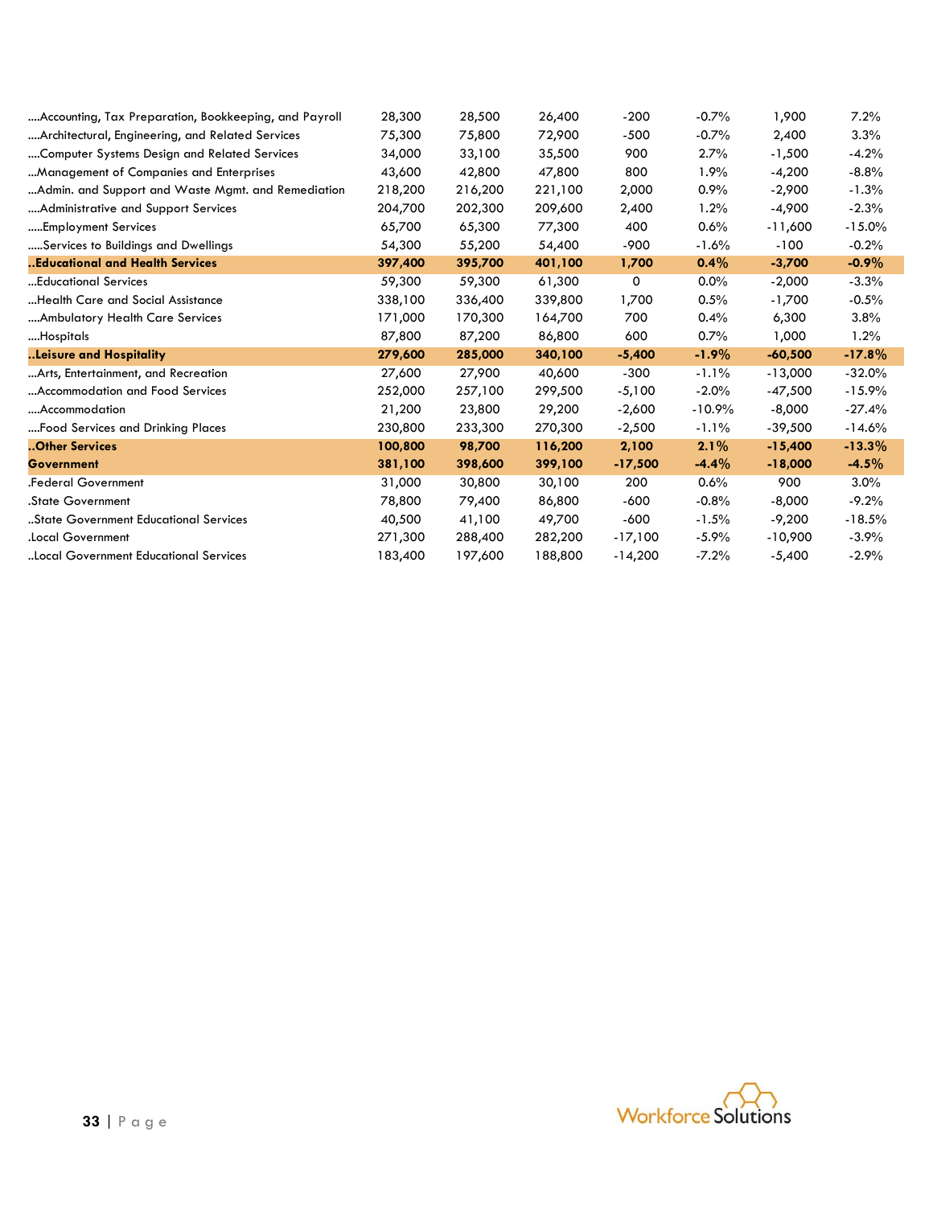| | | | | | | | |
|---|---|---|---|---|---|---|---|
| ....Accounting, Tax Preparation, Bookkeeping, and Payroll | 28,300 | 28,500 | 26,400 | -200 | -0.7% | 1,900 | 7.2% |
| ....Architectural, Engineering, and Related Services | 75,300 | 75,800 | 72,900 | -500 | -0.7% | 2,400 | 3.3% |
| ....Computer Systems Design and Related Services | 34,000 | 33,100 | 35,500 | 900 | 2.7% | -1,500 | -4.2% |
| ...Management of Companies and Enterprises | 43,600 | 42,800 | 47,800 | 800 | 1.9% | -4,200 | -8.8% |
| ...Admin. and Support and Waste Mgmt. and Remediation | 218,200 | 216,200 | 221,100 | 2,000 | 0.9% | -2,900 | -1.3% |
| ....Administrative and Support Services | 204,700 | 202,300 | 209,600 | 2,400 | 1.2% | -4,900 | -2.3% |
| .....Employment Services | 65,700 | 65,300 | 77,300 | 400 | 0.6% | -11,600 | -15.0% |
| .....Services to Buildings and Dwellings | 54,300 | 55,200 | 54,400 | -900 | -1.6% | -100 | -0.2% |
| **..Educational and Health Services** | **397,400** | **395,700** | **401,100** | **1,700** | **0.4%** | **-3,700** | **-0.9%** |
| ...Educational Services | 59,300 | 59,300 | 61,300 | 0 | 0.0% | -2,000 | -3.3% |
| ...Health Care and Social Assistance | 338,100 | 336,400 | 339,800 | 1,700 | 0.5% | -1,700 | -0.5% |
| ....Ambulatory Health Care Services | 171,000 | 170,300 | 164,700 | 700 | 0.4% | 6,300 | 3.8% |
| ....Hospitals | 87,800 | 87,200 | 86,800 | 600 | 0.7% | 1,000 | 1.2% |
| **..Leisure and Hospitality** | **279,600** | **285,000** | **340,100** | **-5,400** | **-1.9%** | **-60,500** | **-17.8%** |
| ...Arts, Entertainment, and Recreation | 27,600 | 27,900 | 40,600 | -300 | -1.1% | -13,000 | -32.0% |
| ...Accommodation and Food Services | 252,000 | 257,100 | 299,500 | -5,100 | -2.0% | -47,500 | -15.9% |
| ....Accommodation | 21,200 | 23,800 | 29,200 | -2,600 | -10.9% | -8,000 | -27.4% |
| ....Food Services and Drinking Places | 230,800 | 233,300 | 270,300 | -2,500 | -1.1% | -39,500 | -14.6% |
| **..Other Services** | **100,800** | **98,700** | **116,200** | **2,100** | **2.1%** | **-15,400** | **-13.3%** |
| **Government** | **381,100** | **398,600** | **399,100** | **-17,500** | **-4.4%** | **-18,000** | **-4.5%** |
| .Federal Government | 31,000 | 30,800 | 30,100 | 200 | 0.6% | 900 | 3.0% |
| .State Government | 78,800 | 79,400 | 86,800 | -600 | -0.8% | -8,000 | -9.2% |
| ..State Government Educational Services | 40,500 | 41,100 | 49,700 | -600 | -1.5% | -9,200 | -18.5% |
| .Local Government | 271,300 | 288,400 | 282,200 | -17,100 | -5.9% | -10,900 | -3.9% |
| ..Local Government Educational Services | 183,400 | 197,600 | 188,800 | -14,200 | -7.2% | -5,400 | -2.9% |